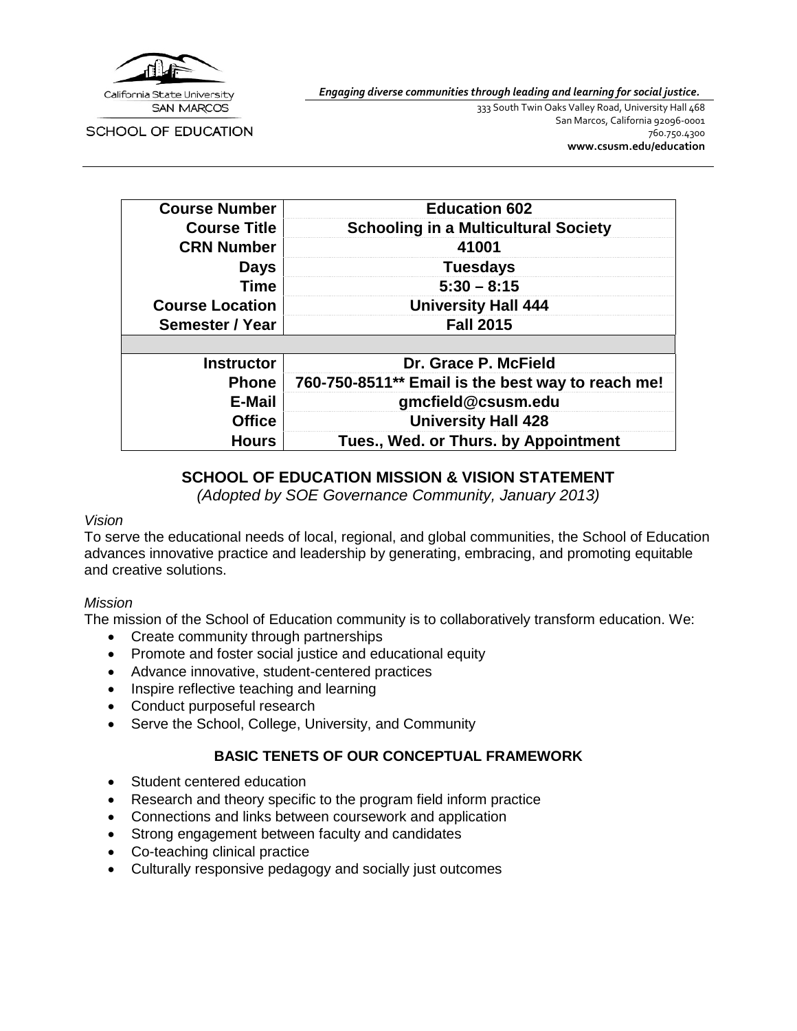California State University SAN MARCOS

SCHOOL OF EDUCATION

*Engaging diverse communities through leading and learning for social justice.*

333 South Twin Oaks Valley Road, University Hall 468
San Marcos, California 92096-0001
760.750.4300
**www.csusm.edu/education**

| | |
|---|---|
| **Course Number** | **Education 602** |
| **Course Title** | **Schooling in a Multicultural Society** |
| **CRN Number** | **41001** |
| **Days** | **Tuesdays** |
| **Time** | **5:30 – 8:15** |
| **Course Location** | **University Hall 444** |
| **Semester / Year** | **Fall 2015** |
| | |
| **Instructor** | **Dr. Grace P. McField** |
| **Phone** | **760-750-8511** Email is the best way to reach me!** |
| **E-Mail** | **gmcfield@csusm.edu** |
| **Office** | **University Hall 428** |
| **Hours** | **Tues., Wed. or Thurs. by Appointment** |

## SCHOOL OF EDUCATION MISSION & VISION STATEMENT

*(Adopted by SOE Governance Community, January 2013)*

*Vision*

To serve the educational needs of local, regional, and global communities, the School of Education advances innovative practice and leadership by generating, embracing, and promoting equitable and creative solutions.

*Mission*

The mission of the School of Education community is to collaboratively transform education. We:

- Create community through partnerships
- Promote and foster social justice and educational equity
- Advance innovative, student-centered practices
- Inspire reflective teaching and learning
- Conduct purposeful research
- Serve the School, College, University, and Community

## BASIC TENETS OF OUR CONCEPTUAL FRAMEWORK

- Student centered education
- Research and theory specific to the program field inform practice
- Connections and links between coursework and application
- Strong engagement between faculty and candidates
- Co-teaching clinical practice
- Culturally responsive pedagogy and socially just outcomes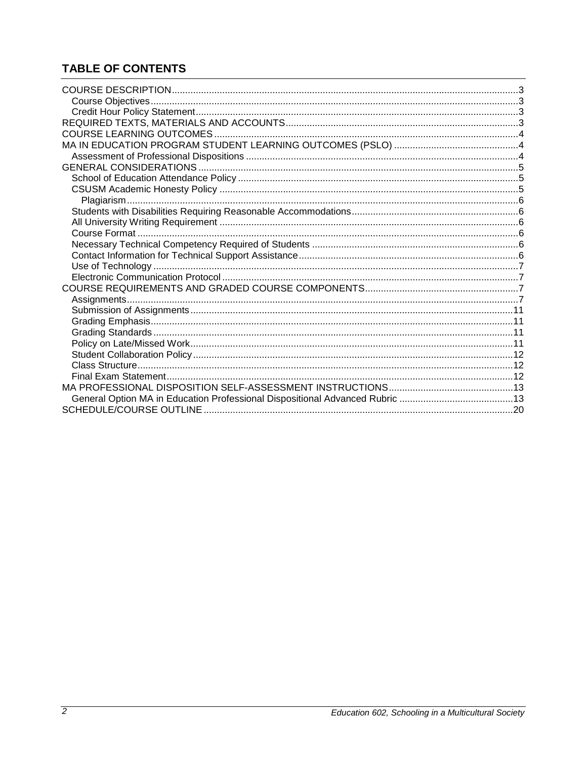## TABLE OF CONTENTS

- COURSE DESCRIPTION ..... 3
  - Course Objectives ..... 3
  - Credit Hour Policy Statement ..... 3
- REQUIRED TEXTS, MATERIALS AND ACCOUNTS ..... 3
- COURSE LEARNING OUTCOMES ..... 4
- MA IN EDUCATION PROGRAM STUDENT LEARNING OUTCOMES (PSLO) ..... 4
  - Assessment of Professional Dispositions ..... 4
- GENERAL CONSIDERATIONS ..... 5
  - School of Education Attendance Policy ..... 5
  - CSUSM Academic Honesty Policy ..... 5
    - Plagiarism ..... 6
  - Students with Disabilities Requiring Reasonable Accommodations ..... 6
  - All University Writing Requirement ..... 6
  - Course Format ..... 6
  - Necessary Technical Competency Required of Students ..... 6
  - Contact Information for Technical Support Assistance ..... 6
  - Use of Technology ..... 7
  - Electronic Communication Protocol ..... 7
- COURSE REQUIREMENTS AND GRADED COURSE COMPONENTS ..... 7
  - Assignments ..... 7
  - Submission of Assignments ..... 11
  - Grading Emphasis ..... 11
  - Grading Standards ..... 11
  - Policy on Late/Missed Work ..... 11
  - Student Collaboration Policy ..... 12
  - Class Structure ..... 12
  - Final Exam Statement ..... 12
- MA PROFESSIONAL DISPOSITION SELF-ASSESSMENT INSTRUCTIONS ..... 13
  - General Option MA in Education Professional Dispositional Advanced Rubric ..... 13
- SCHEDULE/COURSE OUTLINE ..... 20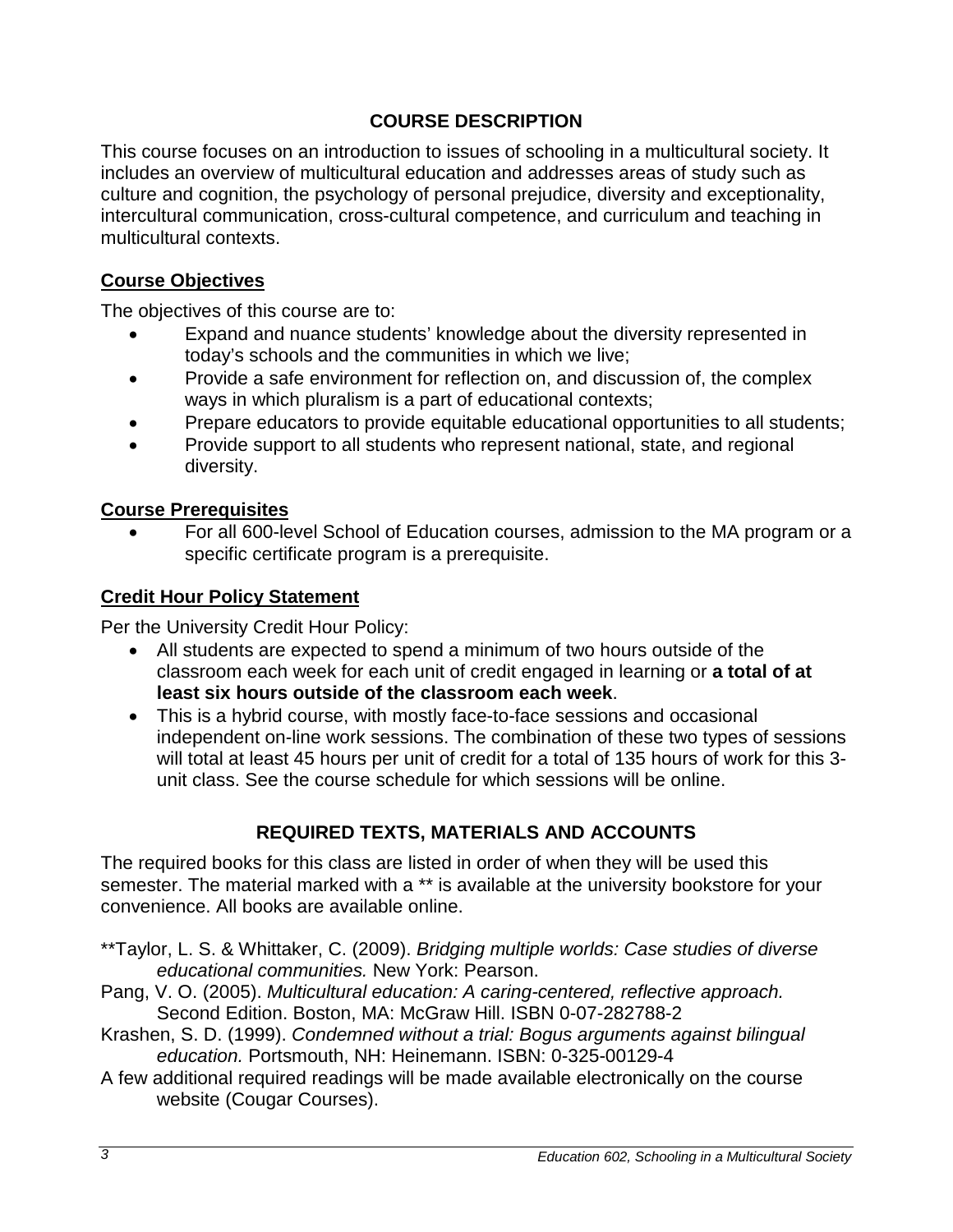## COURSE DESCRIPTION

This course focuses on an introduction to issues of schooling in a multicultural society. It includes an overview of multicultural education and addresses areas of study such as culture and cognition, the psychology of personal prejudice, diversity and exceptionality, intercultural communication, cross-cultural competence, and curriculum and teaching in multicultural contexts.

### Course Objectives

The objectives of this course are to:

- Expand and nuance students' knowledge about the diversity represented in today's schools and the communities in which we live;
- Provide a safe environment for reflection on, and discussion of, the complex ways in which pluralism is a part of educational contexts;
- Prepare educators to provide equitable educational opportunities to all students;
- Provide support to all students who represent national, state, and regional diversity.

### Course Prerequisites

- For all 600-level School of Education courses, admission to the MA program or a specific certificate program is a prerequisite.

### Credit Hour Policy Statement

Per the University Credit Hour Policy:

- All students are expected to spend a minimum of two hours outside of the classroom each week for each unit of credit engaged in learning or **a total of at least six hours outside of the classroom each week**.
- This is a hybrid course, with mostly face-to-face sessions and occasional independent on-line work sessions. The combination of these two types of sessions will total at least 45 hours per unit of credit for a total of 135 hours of work for this 3-unit class. See the course schedule for which sessions will be online.

## REQUIRED TEXTS, MATERIALS AND ACCOUNTS

The required books for this class are listed in order of when they will be used this semester. The material marked with a ** is available at the university bookstore for your convenience. All books are available online.

**Taylor, L. S. & Whittaker, C. (2009). *Bridging multiple worlds: Case studies of diverse educational communities.* New York: Pearson.

Pang, V. O. (2005). *Multicultural education: A caring-centered, reflective approach.* Second Edition. Boston, MA: McGraw Hill. ISBN 0-07-282788-2

Krashen, S. D. (1999). *Condemned without a trial: Bogus arguments against bilingual education.* Portsmouth, NH: Heinemann. ISBN: 0-325-00129-4

A few additional required readings will be made available electronically on the course website (Cougar Courses).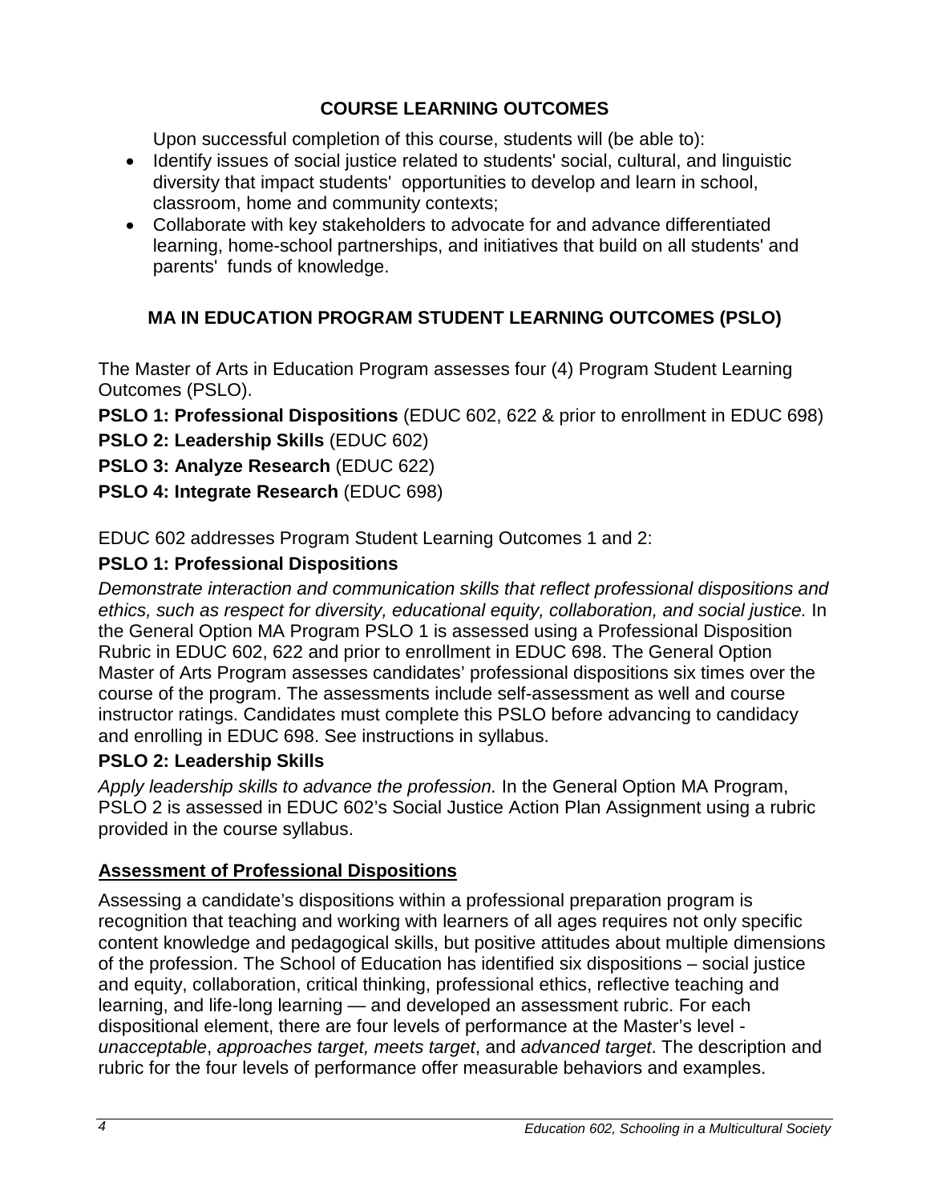## COURSE LEARNING OUTCOMES

Upon successful completion of this course, students will (be able to):

- Identify issues of social justice related to students' social, cultural, and linguistic diversity that impact students' opportunities to develop and learn in school, classroom, home and community contexts;
- Collaborate with key stakeholders to advocate for and advance differentiated learning, home-school partnerships, and initiatives that build on all students' and parents' funds of knowledge.

## MA IN EDUCATION PROGRAM STUDENT LEARNING OUTCOMES (PSLO)

The Master of Arts in Education Program assesses four (4) Program Student Learning Outcomes (PSLO).

**PSLO 1: Professional Dispositions** (EDUC 602, 622 & prior to enrollment in EDUC 698)

**PSLO 2: Leadership Skills** (EDUC 602)

**PSLO 3: Analyze Research** (EDUC 622)

**PSLO 4: Integrate Research** (EDUC 698)

EDUC 602 addresses Program Student Learning Outcomes 1 and 2:

### PSLO 1: Professional Dispositions

*Demonstrate interaction and communication skills that reflect professional dispositions and ethics, such as respect for diversity, educational equity, collaboration, and social justice.* In the General Option MA Program PSLO 1 is assessed using a Professional Disposition Rubric in EDUC 602, 622 and prior to enrollment in EDUC 698. The General Option Master of Arts Program assesses candidates' professional dispositions six times over the course of the program. The assessments include self-assessment as well and course instructor ratings. Candidates must complete this PSLO before advancing to candidacy and enrolling in EDUC 698. See instructions in syllabus.

### PSLO 2: Leadership Skills

*Apply leadership skills to advance the profession.* In the General Option MA Program, PSLO 2 is assessed in EDUC 602's Social Justice Action Plan Assignment using a rubric provided in the course syllabus.

### Assessment of Professional Dispositions

Assessing a candidate's dispositions within a professional preparation program is recognition that teaching and working with learners of all ages requires not only specific content knowledge and pedagogical skills, but positive attitudes about multiple dimensions of the profession. The School of Education has identified six dispositions – social justice and equity, collaboration, critical thinking, professional ethics, reflective teaching and learning, and life-long learning — and developed an assessment rubric. For each dispositional element, there are four levels of performance at the Master's level - *unacceptable*, *approaches target, meets target*, and *advanced target*. The description and rubric for the four levels of performance offer measurable behaviors and examples.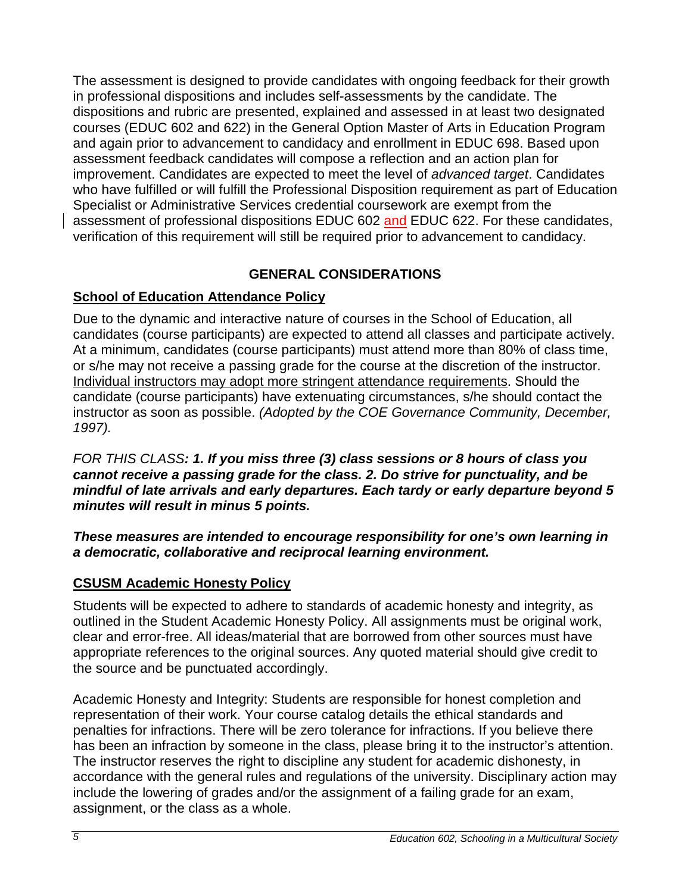The assessment is designed to provide candidates with ongoing feedback for their growth in professional dispositions and includes self-assessments by the candidate. The dispositions and rubric are presented, explained and assessed in at least two designated courses (EDUC 602 and 622) in the General Option Master of Arts in Education Program and again prior to advancement to candidacy and enrollment in EDUC 698. Based upon assessment feedback candidates will compose a reflection and an action plan for improvement. Candidates are expected to meet the level of *advanced target*. Candidates who have fulfilled or will fulfill the Professional Disposition requirement as part of Education Specialist or Administrative Services credential coursework are exempt from the assessment of professional dispositions EDUC 602 and EDUC 622. For these candidates, verification of this requirement will still be required prior to advancement to candidacy.

## GENERAL CONSIDERATIONS

### School of Education Attendance Policy

Due to the dynamic and interactive nature of courses in the School of Education, all candidates (course participants) are expected to attend all classes and participate actively. At a minimum, candidates (course participants) must attend more than 80% of class time, or s/he may not receive a passing grade for the course at the discretion of the instructor. Individual instructors may adopt more stringent attendance requirements. Should the candidate (course participants) have extenuating circumstances, s/he should contact the instructor as soon as possible. *(Adopted by the COE Governance Community, December, 1997).*

*FOR THIS CLASS**: 1. If you miss three (3) class sessions or 8 hours of class you cannot receive a passing grade for the class. 2. Do strive for punctuality, and be mindful of late arrivals and early departures. Each tardy or early departure beyond 5 minutes will result in minus 5 points.***

***These measures are intended to encourage responsibility for one's own learning in a democratic, collaborative and reciprocal learning environment.***

### CSUSM Academic Honesty Policy

Students will be expected to adhere to standards of academic honesty and integrity, as outlined in the Student Academic Honesty Policy. All assignments must be original work, clear and error-free. All ideas/material that are borrowed from other sources must have appropriate references to the original sources. Any quoted material should give credit to the source and be punctuated accordingly.

Academic Honesty and Integrity: Students are responsible for honest completion and representation of their work. Your course catalog details the ethical standards and penalties for infractions. There will be zero tolerance for infractions. If you believe there has been an infraction by someone in the class, please bring it to the instructor's attention. The instructor reserves the right to discipline any student for academic dishonesty, in accordance with the general rules and regulations of the university. Disciplinary action may include the lowering of grades and/or the assignment of a failing grade for an exam, assignment, or the class as a whole.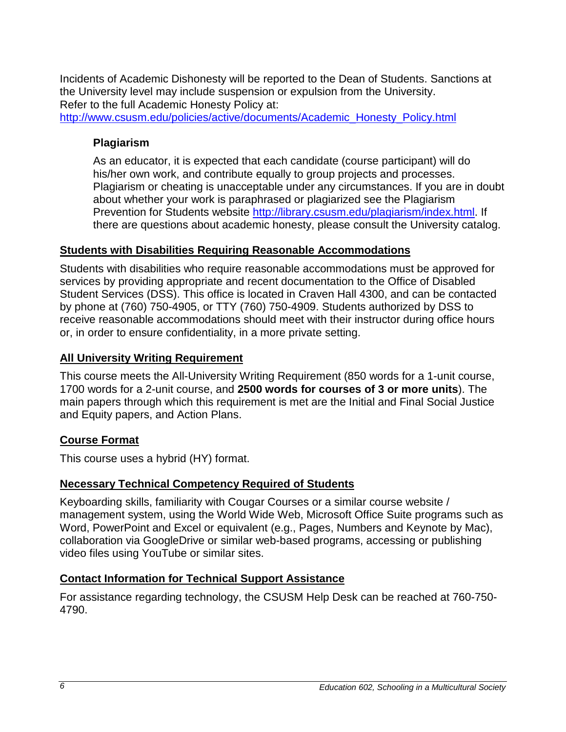Incidents of Academic Dishonesty will be reported to the Dean of Students. Sanctions at the University level may include suspension or expulsion from the University.
Refer to the full Academic Honesty Policy at:
http://www.csusm.edu/policies/active/documents/Academic_Honesty_Policy.html

### Plagiarism

As an educator, it is expected that each candidate (course participant) will do his/her own work, and contribute equally to group projects and processes. Plagiarism or cheating is unacceptable under any circumstances. If you are in doubt about whether your work is paraphrased or plagiarized see the Plagiarism Prevention for Students website http://library.csusm.edu/plagiarism/index.html. If there are questions about academic honesty, please consult the University catalog.

## Students with Disabilities Requiring Reasonable Accommodations

Students with disabilities who require reasonable accommodations must be approved for services by providing appropriate and recent documentation to the Office of Disabled Student Services (DSS). This office is located in Craven Hall 4300, and can be contacted by phone at (760) 750-4905, or TTY (760) 750-4909. Students authorized by DSS to receive reasonable accommodations should meet with their instructor during office hours or, in order to ensure confidentiality, in a more private setting.

## All University Writing Requirement

This course meets the All-University Writing Requirement (850 words for a 1-unit course, 1700 words for a 2-unit course, and **2500 words for courses of 3 or more units**). The main papers through which this requirement is met are the Initial and Final Social Justice and Equity papers, and Action Plans.

## Course Format

This course uses a hybrid (HY) format.

## Necessary Technical Competency Required of Students

Keyboarding skills, familiarity with Cougar Courses or a similar course website / management system, using the World Wide Web, Microsoft Office Suite programs such as Word, PowerPoint and Excel or equivalent (e.g., Pages, Numbers and Keynote by Mac), collaboration via GoogleDrive or similar web-based programs, accessing or publishing video files using YouTube or similar sites.

## Contact Information for Technical Support Assistance

For assistance regarding technology, the CSUSM Help Desk can be reached at 760-750-4790.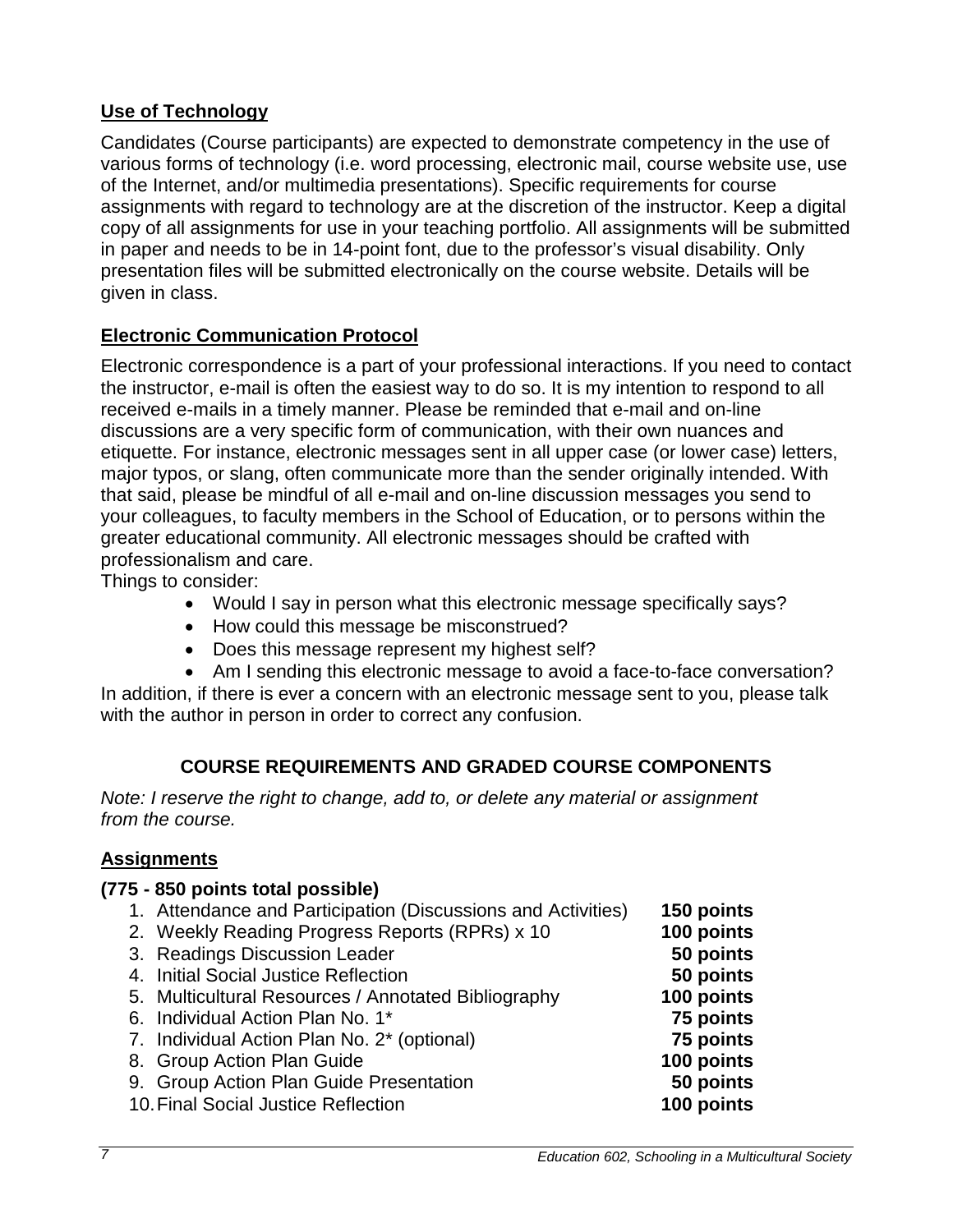## Use of Technology

Candidates (Course participants) are expected to demonstrate competency in the use of various forms of technology (i.e. word processing, electronic mail, course website use, use of the Internet, and/or multimedia presentations). Specific requirements for course assignments with regard to technology are at the discretion of the instructor. Keep a digital copy of all assignments for use in your teaching portfolio. All assignments will be submitted in paper and needs to be in 14-point font, due to the professor's visual disability. Only presentation files will be submitted electronically on the course website. Details will be given in class.

## Electronic Communication Protocol

Electronic correspondence is a part of your professional interactions. If you need to contact the instructor, e-mail is often the easiest way to do so. It is my intention to respond to all received e-mails in a timely manner. Please be reminded that e-mail and on-line discussions are a very specific form of communication, with their own nuances and etiquette. For instance, electronic messages sent in all upper case (or lower case) letters, major typos, or slang, often communicate more than the sender originally intended. With that said, please be mindful of all e-mail and on-line discussion messages you send to your colleagues, to faculty members in the School of Education, or to persons within the greater educational community. All electronic messages should be crafted with professionalism and care.

Things to consider:

- Would I say in person what this electronic message specifically says?
- How could this message be misconstrued?
- Does this message represent my highest self?
- Am I sending this electronic message to avoid a face-to-face conversation?

In addition, if there is ever a concern with an electronic message sent to you, please talk with the author in person in order to correct any confusion.

# COURSE REQUIREMENTS AND GRADED COURSE COMPONENTS

*Note: I reserve the right to change, add to, or delete any material or assignment from the course.*

## Assignments

**(775 - 850 points total possible)**

| Assignment | Points |
|---|---|
| 1. Attendance and Participation (Discussions and Activities) | **150 points** |
| 2. Weekly Reading Progress Reports (RPRs) x 10 | **100 points** |
| 3. Readings Discussion Leader | **50 points** |
| 4. Initial Social Justice Reflection | **50 points** |
| 5. Multicultural Resources / Annotated Bibliography | **100 points** |
| 6. Individual Action Plan No. 1* | **75 points** |
| 7. Individual Action Plan No. 2* (optional) | **75 points** |
| 8. Group Action Plan Guide | **100 points** |
| 9. Group Action Plan Guide Presentation | **50 points** |
| 10. Final Social Justice Reflection | **100 points** |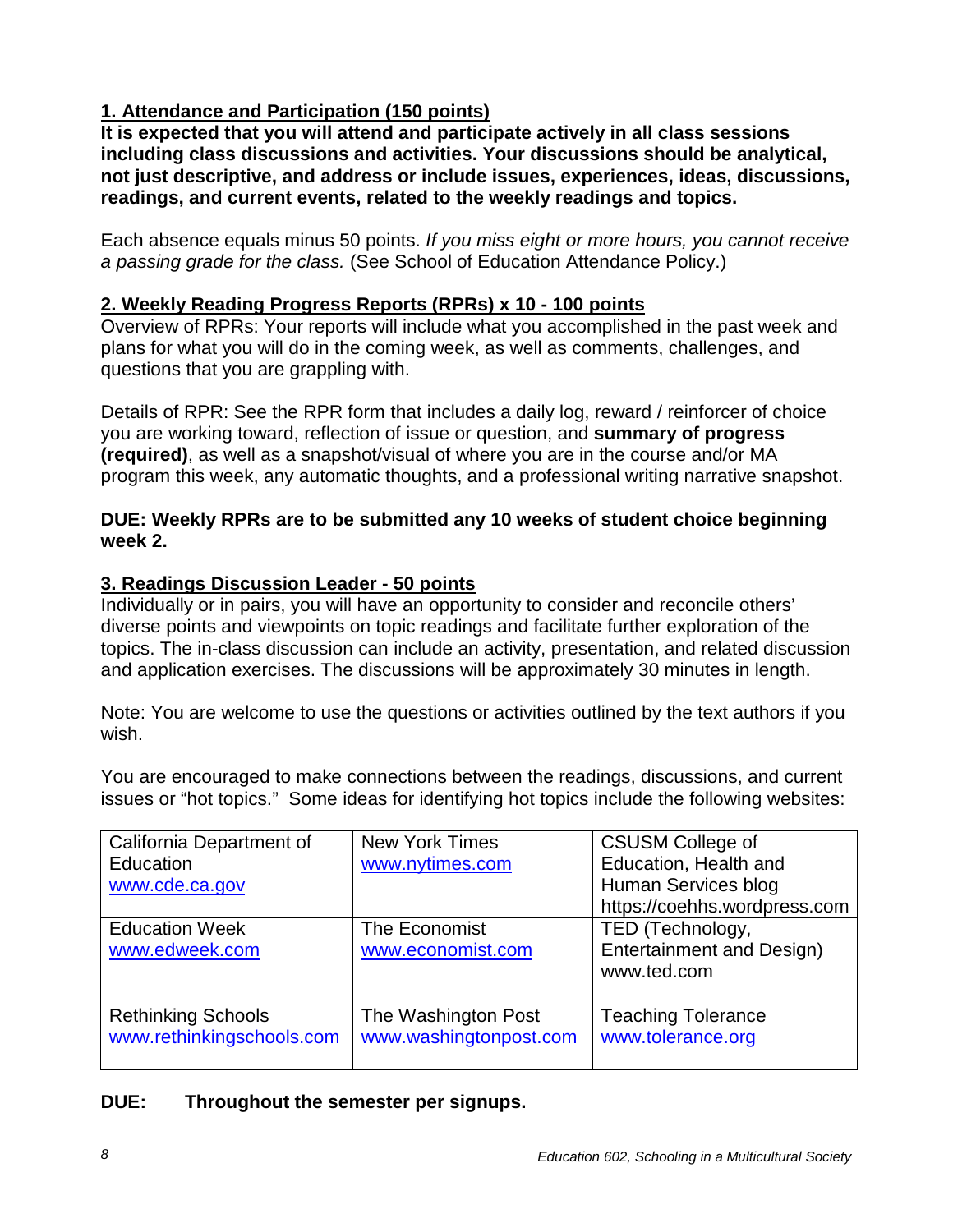## 1. Attendance and Participation (150 points)

**It is expected that you will attend and participate actively in all class sessions including class discussions and activities. Your discussions should be analytical, not just descriptive, and address or include issues, experiences, ideas, discussions, readings, and current events, related to the weekly readings and topics.**

Each absence equals minus 50 points. *If you miss eight or more hours, you cannot receive a passing grade for the class.* (See School of Education Attendance Policy.)

## 2. Weekly Reading Progress Reports (RPRs) x 10 - 100 points

Overview of RPRs: Your reports will include what you accomplished in the past week and plans for what you will do in the coming week, as well as comments, challenges, and questions that you are grappling with.

Details of RPR: See the RPR form that includes a daily log, reward / reinforcer of choice you are working toward, reflection of issue or question, and **summary of progress (required)**, as well as a snapshot/visual of where you are in the course and/or MA program this week, any automatic thoughts, and a professional writing narrative snapshot.

**DUE: Weekly RPRs are to be submitted any 10 weeks of student choice beginning week 2.**

## 3. Readings Discussion Leader - 50 points

Individually or in pairs, you will have an opportunity to consider and reconcile others' diverse points and viewpoints on topic readings and facilitate further exploration of the topics. The in-class discussion can include an activity, presentation, and related discussion and application exercises. The discussions will be approximately 30 minutes in length.

Note: You are welcome to use the questions or activities outlined by the text authors if you wish.

You are encouraged to make connections between the readings, discussions, and current issues or "hot topics." Some ideas for identifying hot topics include the following websites:

| | | |
|---|---|---|
| California Department of Education www.cde.ca.gov | New York Times www.nytimes.com | CSUSM College of Education, Health and Human Services blog https://coehhs.wordpress.com |
| Education Week www.edweek.com | The Economist www.economist.com | TED (Technology, Entertainment and Design) www.ted.com |
| Rethinking Schools www.rethinkingschools.com | The Washington Post www.washingtonpost.com | Teaching Tolerance www.tolerance.org |

**DUE: Throughout the semester per signups.**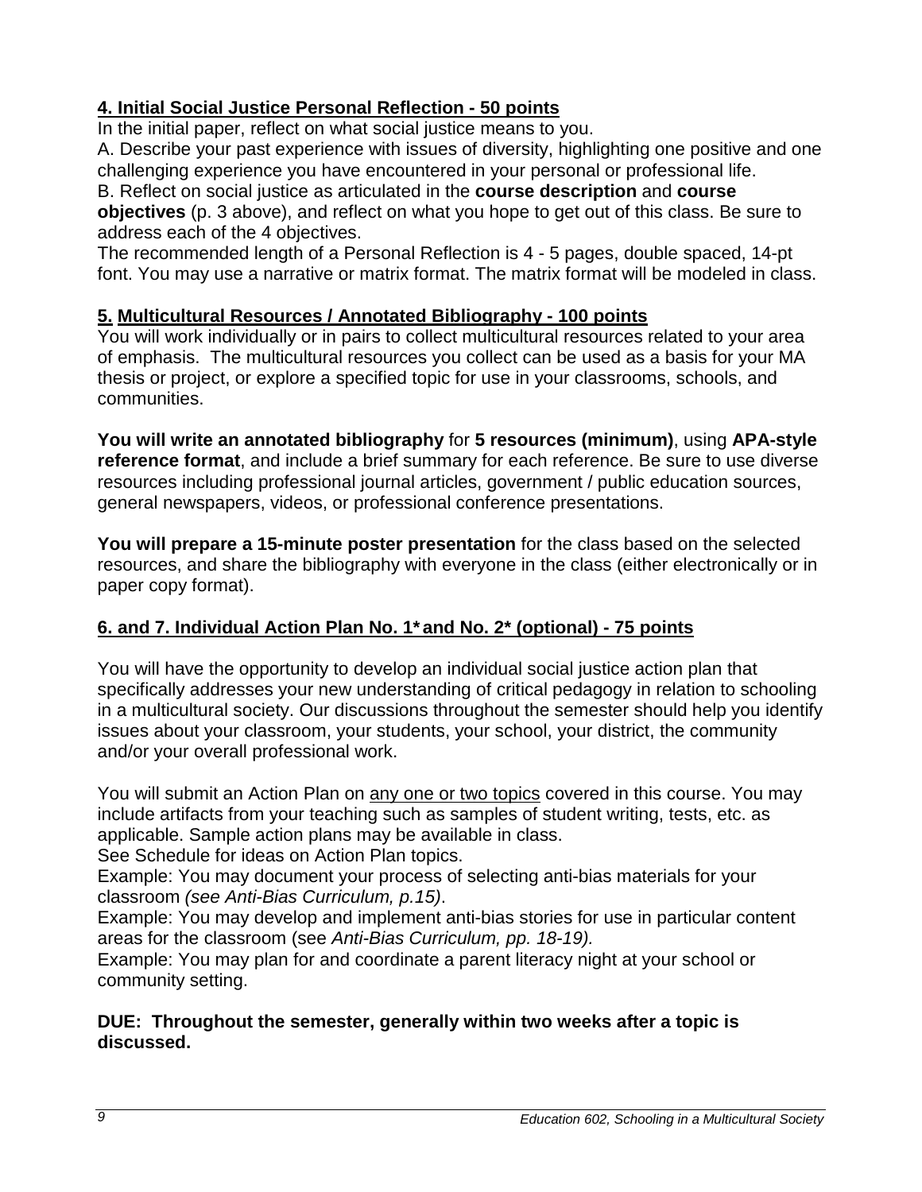### **4. Initial Social Justice Personal Reflection - 50 points**

In the initial paper, reflect on what social justice means to you.

A. Describe your past experience with issues of diversity, highlighting one positive and one challenging experience you have encountered in your personal or professional life.

B. Reflect on social justice as articulated in the **course description** and **course objectives** (p. 3 above), and reflect on what you hope to get out of this class. Be sure to address each of the 4 objectives.

The recommended length of a Personal Reflection is 4 - 5 pages, double spaced, 14-pt font. You may use a narrative or matrix format. The matrix format will be modeled in class.

### **5. Multicultural Resources / Annotated Bibliography - 100 points**

You will work individually or in pairs to collect multicultural resources related to your area of emphasis. The multicultural resources you collect can be used as a basis for your MA thesis or project, or explore a specified topic for use in your classrooms, schools, and communities.

**You will write an annotated bibliography** for **5 resources (minimum)**, using **APA-style reference format**, and include a brief summary for each reference. Be sure to use diverse resources including professional journal articles, government / public education sources, general newspapers, videos, or professional conference presentations.

**You will prepare a 15-minute poster presentation** for the class based on the selected resources, and share the bibliography with everyone in the class (either electronically or in paper copy format).

### **6. and 7. Individual Action Plan No. 1* and No. 2* (optional) - 75 points**

You will have the opportunity to develop an individual social justice action plan that specifically addresses your new understanding of critical pedagogy in relation to schooling in a multicultural society. Our discussions throughout the semester should help you identify issues about your classroom, your students, your school, your district, the community and/or your overall professional work.

You will submit an Action Plan on any one or two topics covered in this course. You may include artifacts from your teaching such as samples of student writing, tests, etc. as applicable. Sample action plans may be available in class.

See Schedule for ideas on Action Plan topics.

Example: You may document your process of selecting anti-bias materials for your classroom *(see Anti-Bias Curriculum, p.15)*.

Example: You may develop and implement anti-bias stories for use in particular content areas for the classroom (see *Anti-Bias Curriculum, pp. 18-19).*

Example: You may plan for and coordinate a parent literacy night at your school or community setting.

**DUE: Throughout the semester, generally within two weeks after a topic is discussed.**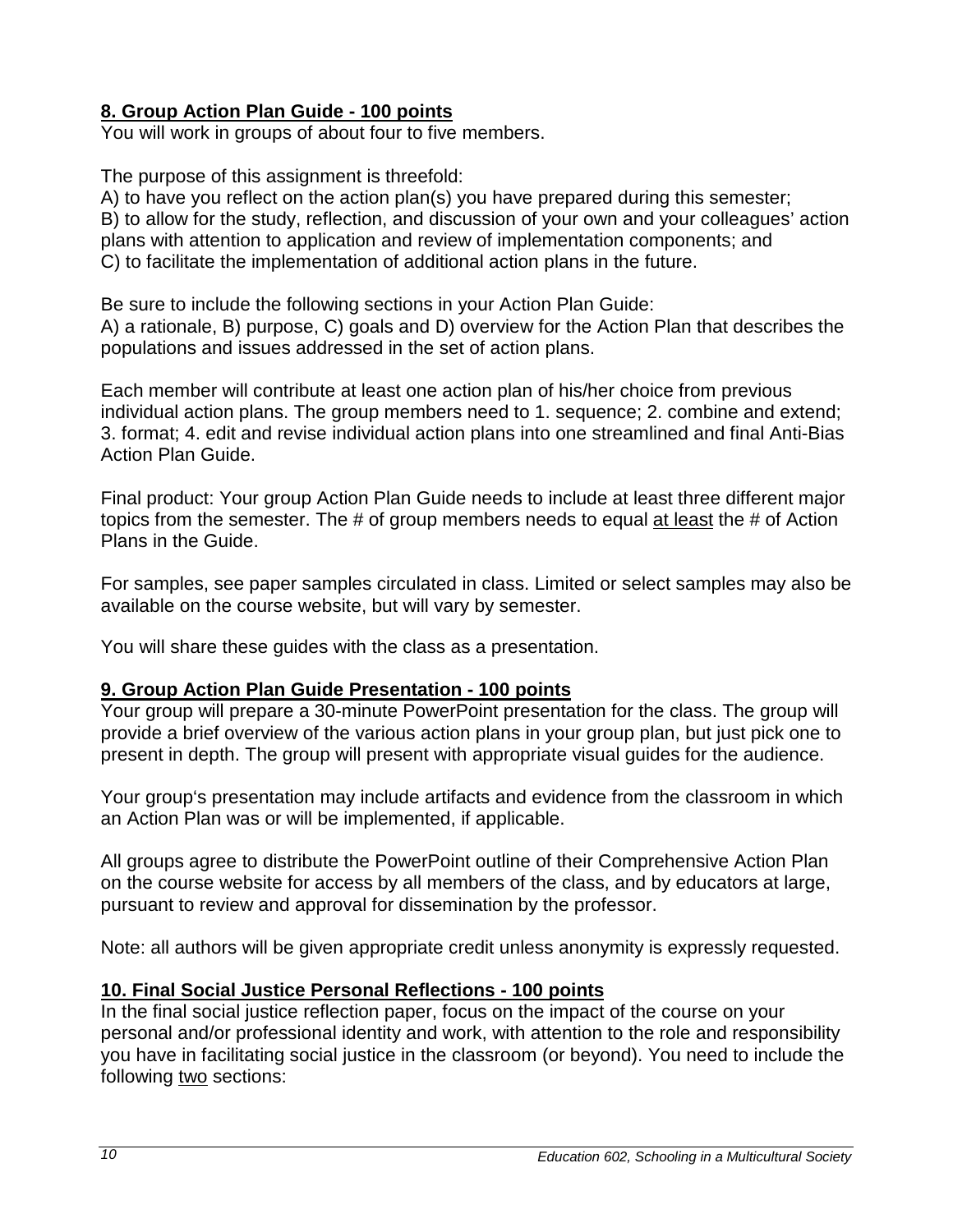**8. Group Action Plan Guide - 100 points**

You will work in groups of about four to five members.

The purpose of this assignment is threefold:
A) to have you reflect on the action plan(s) you have prepared during this semester;
B) to allow for the study, reflection, and discussion of your own and your colleagues' action plans with attention to application and review of implementation components; and
C) to facilitate the implementation of additional action plans in the future.

Be sure to include the following sections in your Action Plan Guide:
A) a rationale, B) purpose, C) goals and D) overview for the Action Plan that describes the populations and issues addressed in the set of action plans.

Each member will contribute at least one action plan of his/her choice from previous individual action plans. The group members need to 1. sequence; 2. combine and extend; 3. format; 4. edit and revise individual action plans into one streamlined and final Anti-Bias Action Plan Guide.

Final product: Your group Action Plan Guide needs to include at least three different major topics from the semester. The # of group members needs to equal at least the # of Action Plans in the Guide.

For samples, see paper samples circulated in class. Limited or select samples may also be available on the course website, but will vary by semester.

You will share these guides with the class as a presentation.

**9. Group Action Plan Guide Presentation - 100 points**

Your group will prepare a 30-minute PowerPoint presentation for the class. The group will provide a brief overview of the various action plans in your group plan, but just pick one to present in depth. The group will present with appropriate visual guides for the audience.

Your group's presentation may include artifacts and evidence from the classroom in which an Action Plan was or will be implemented, if applicable.

All groups agree to distribute the PowerPoint outline of their Comprehensive Action Plan on the course website for access by all members of the class, and by educators at large, pursuant to review and approval for dissemination by the professor.

Note: all authors will be given appropriate credit unless anonymity is expressly requested.

**10. Final Social Justice Personal Reflections - 100 points**

In the final social justice reflection paper, focus on the impact of the course on your personal and/or professional identity and work, with attention to the role and responsibility you have in facilitating social justice in the classroom (or beyond). You need to include the following two sections: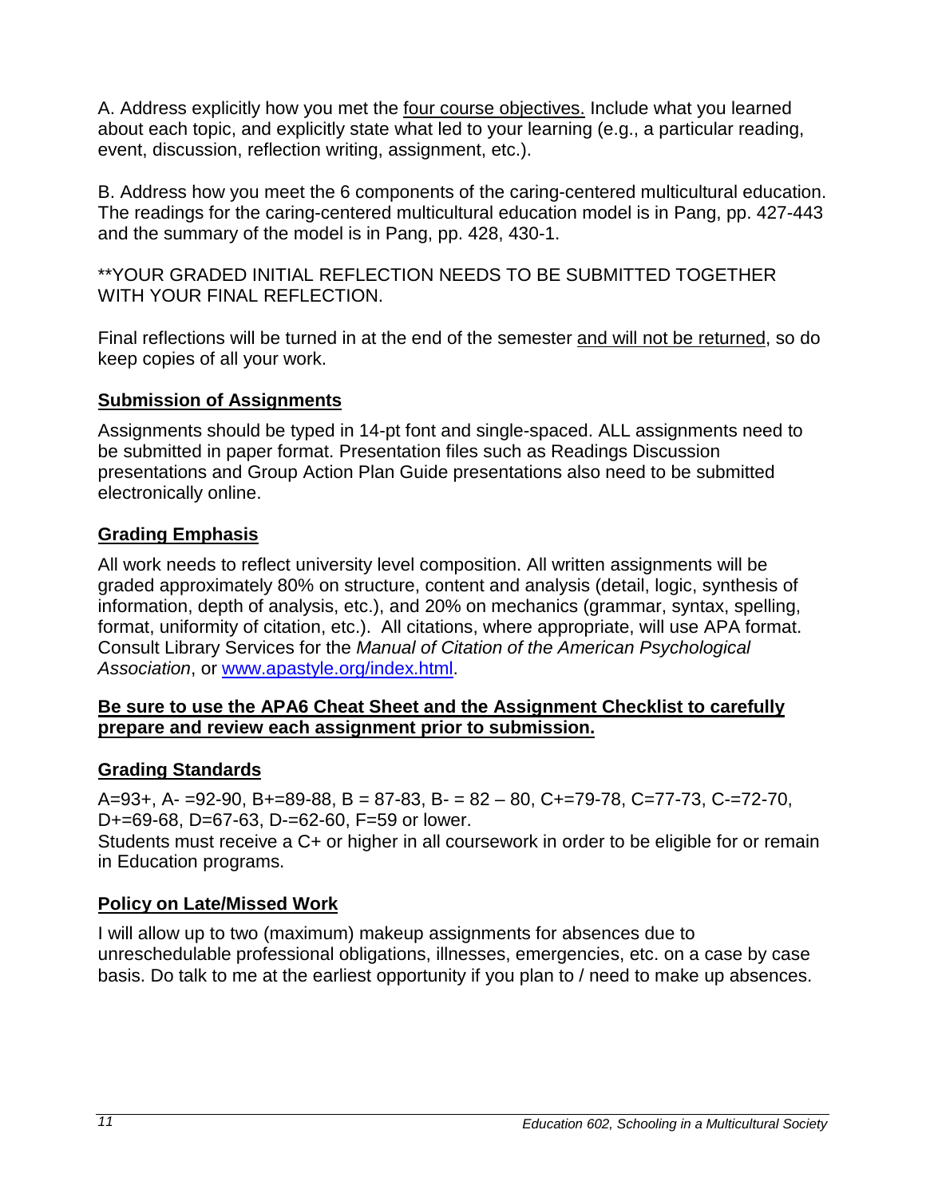A. Address explicitly how you met the four course objectives. Include what you learned about each topic, and explicitly state what led to your learning (e.g., a particular reading, event, discussion, reflection writing, assignment, etc.).

B. Address how you meet the 6 components of the caring-centered multicultural education. The readings for the caring-centered multicultural education model is in Pang, pp. 427-443 and the summary of the model is in Pang, pp. 428, 430-1.

**YOUR GRADED INITIAL REFLECTION NEEDS TO BE SUBMITTED TOGETHER WITH YOUR FINAL REFLECTION.

Final reflections will be turned in at the end of the semester and will not be returned, so do keep copies of all your work.

## Submission of Assignments

Assignments should be typed in 14-pt font and single-spaced. ALL assignments need to be submitted in paper format. Presentation files such as Readings Discussion presentations and Group Action Plan Guide presentations also need to be submitted electronically online.

## Grading Emphasis

All work needs to reflect university level composition. All written assignments will be graded approximately 80% on structure, content and analysis (detail, logic, synthesis of information, depth of analysis, etc.), and 20% on mechanics (grammar, syntax, spelling, format, uniformity of citation, etc.). All citations, where appropriate, will use APA format. Consult Library Services for the *Manual of Citation of the American Psychological Association*, or [www.apastyle.org/index.html](www.apastyle.org/index.html).

**Be sure to use the APA6 Cheat Sheet and the Assignment Checklist to carefully prepare and review each assignment prior to submission.**

## Grading Standards

A=93+, A- =92-90, B+=89-88, B = 87-83, B- = 82 – 80, C+=79-78, C=77-73, C-=72-70, D+=69-68, D=67-63, D-=62-60, F=59 or lower.
Students must receive a C+ or higher in all coursework in order to be eligible for or remain in Education programs.

## Policy on Late/Missed Work

I will allow up to two (maximum) makeup assignments for absences due to unreschedulable professional obligations, illnesses, emergencies, etc. on a case by case basis. Do talk to me at the earliest opportunity if you plan to / need to make up absences.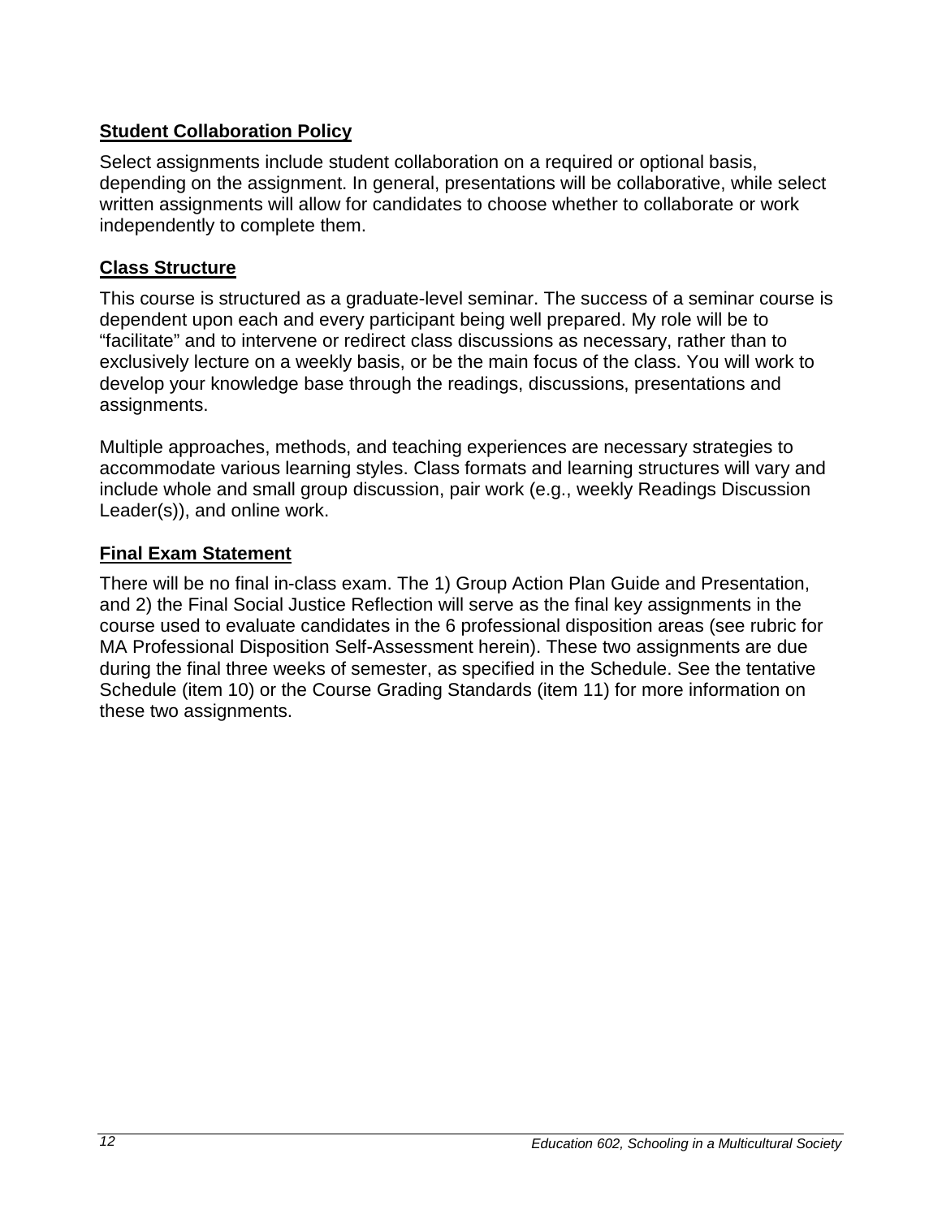## Student Collaboration Policy

Select assignments include student collaboration on a required or optional basis, depending on the assignment. In general, presentations will be collaborative, while select written assignments will allow for candidates to choose whether to collaborate or work independently to complete them.

## Class Structure

This course is structured as a graduate-level seminar. The success of a seminar course is dependent upon each and every participant being well prepared. My role will be to "facilitate" and to intervene or redirect class discussions as necessary, rather than to exclusively lecture on a weekly basis, or be the main focus of the class. You will work to develop your knowledge base through the readings, discussions, presentations and assignments.

Multiple approaches, methods, and teaching experiences are necessary strategies to accommodate various learning styles. Class formats and learning structures will vary and include whole and small group discussion, pair work (e.g., weekly Readings Discussion Leader(s)), and online work.

## Final Exam Statement

There will be no final in-class exam. The 1) Group Action Plan Guide and Presentation, and 2) the Final Social Justice Reflection will serve as the final key assignments in the course used to evaluate candidates in the 6 professional disposition areas (see rubric for MA Professional Disposition Self-Assessment herein). These two assignments are due during the final three weeks of semester, as specified in the Schedule. See the tentative Schedule (item 10) or the Course Grading Standards (item 11) for more information on these two assignments.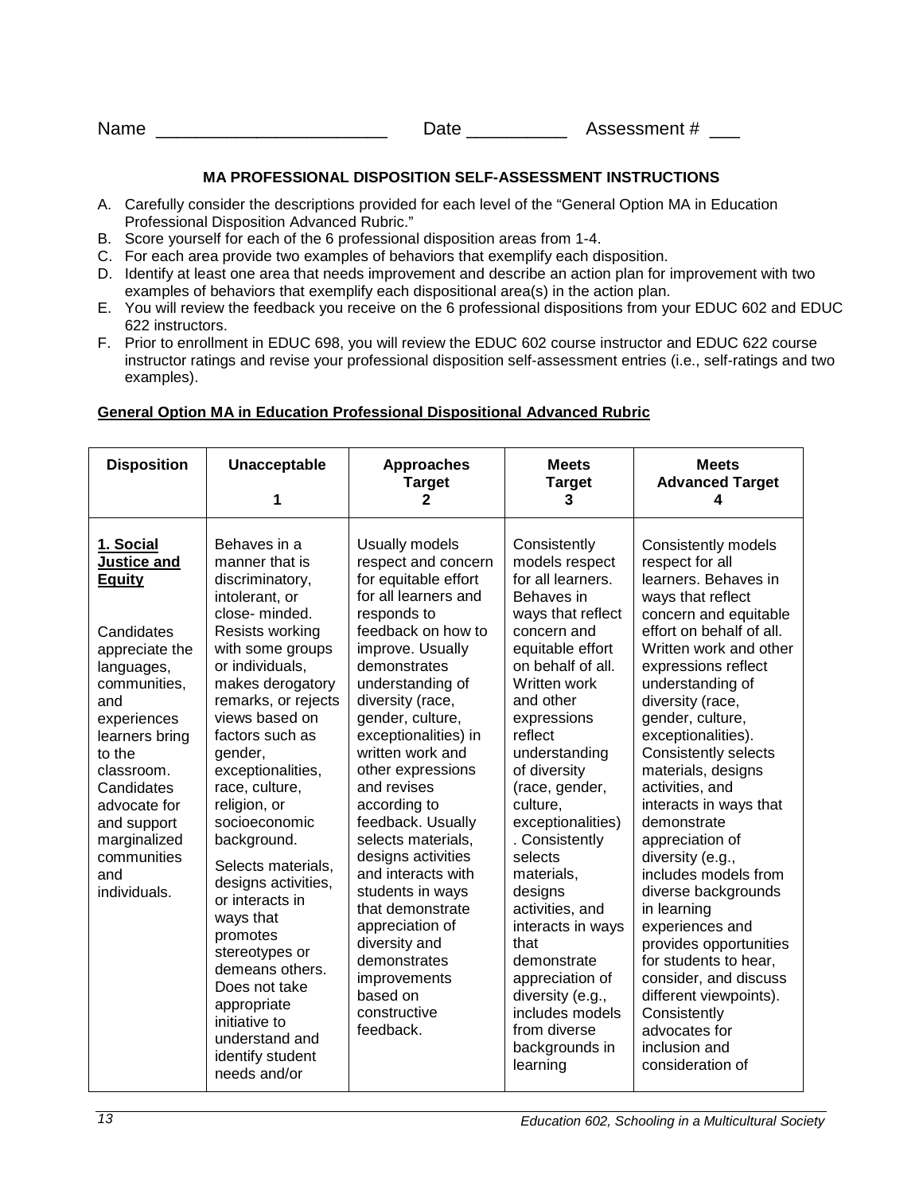Name ______________________ Date __________ Assessment # ___

**MA PROFESSIONAL DISPOSITION SELF-ASSESSMENT INSTRUCTIONS**

A. Carefully consider the descriptions provided for each level of the "General Option MA in Education Professional Disposition Advanced Rubric."
B. Score yourself for each of the 6 professional disposition areas from 1-4.
C. For each area provide two examples of behaviors that exemplify each disposition.
D. Identify at least one area that needs improvement and describe an action plan for improvement with two examples of behaviors that exemplify each dispositional area(s) in the action plan.
E. You will review the feedback you receive on the 6 professional dispositions from your EDUC 602 and EDUC 622 instructors.
F. Prior to enrollment in EDUC 698, you will review the EDUC 602 course instructor and EDUC 622 course instructor ratings and revise your professional disposition self-assessment entries (i.e., self-ratings and two examples).

**General Option MA in Education Professional Dispositional Advanced Rubric**

| Disposition | Unacceptable 1 | Approaches Target 2 | Meets Target 3 | Meets Advanced Target 4 |
|---|---|---|---|---|
| **1. Social Justice and Equity** Candidates appreciate the languages, communities, and experiences learners bring to the classroom. Candidates advocate for and support marginalized communities and individuals. | Behaves in a manner that is discriminatory, intolerant, or close- minded. Resists working with some groups or individuals, makes derogatory remarks, or rejects views based on factors such as gender, exceptionalities, race, culture, religion, or socioeconomic background. Selects materials, designs activities, or interacts in ways that promotes stereotypes or demeans others. Does not take appropriate initiative to understand and identify student needs and/or | Usually models respect and concern for equitable effort for all learners and responds to feedback on how to improve. Usually demonstrates understanding of diversity (race, gender, culture, exceptionalities) in written work and other expressions and revises according to feedback. Usually selects materials, designs activities and interacts with students in ways that demonstrate appreciation of diversity and demonstrates improvements based on constructive feedback. | Consistently models respect for all learners. Behaves in ways that reflect concern and equitable effort on behalf of all. Written work and other expressions reflect understanding of diversity (race, gender, culture, exceptionalities) . Consistently selects materials, designs activities, and interacts in ways that demonstrate appreciation of diversity (e.g., includes models from diverse backgrounds in learning | Consistently models respect for all learners. Behaves in ways that reflect concern and equitable effort on behalf of all. Written work and other expressions reflect understanding of diversity (race, gender, culture, exceptionalities). Consistently selects materials, designs activities, and interacts in ways that demonstrate appreciation of diversity (e.g., includes models from diverse backgrounds in learning experiences and provides opportunities for students to hear, consider, and discuss different viewpoints). Consistently advocates for inclusion and consideration of |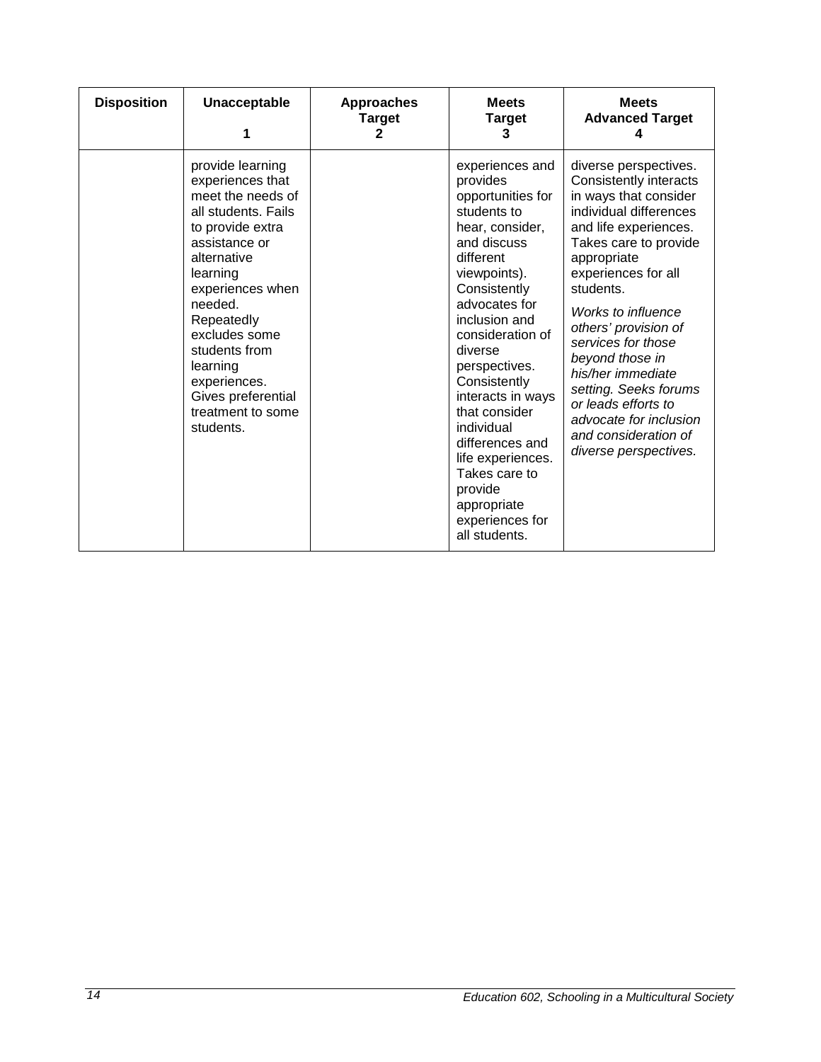| Disposition | Unacceptable<br>1 | Approaches Target<br>2 | Meets Target<br>3 | Meets Advanced Target<br>4 |
| --- | --- | --- | --- | --- |
| | provide learning experiences that meet the needs of all students. Fails to provide extra assistance or alternative learning experiences when needed. Repeatedly excludes some students from learning experiences. Gives preferential treatment to some students. | | experiences and provides opportunities for students to hear, consider, and discuss different viewpoints). Consistently advocates for inclusion and consideration of diverse perspectives. Consistently interacts in ways that consider individual differences and life experiences. Takes care to provide appropriate experiences for all students. | diverse perspectives. Consistently interacts in ways that consider individual differences and life experiences. Takes care to provide appropriate experiences for all students.<br><br>*Works to influence others' provision of services for those beyond those in his/her immediate setting. Seeks forums or leads efforts to advocate for inclusion and consideration of diverse perspectives.* |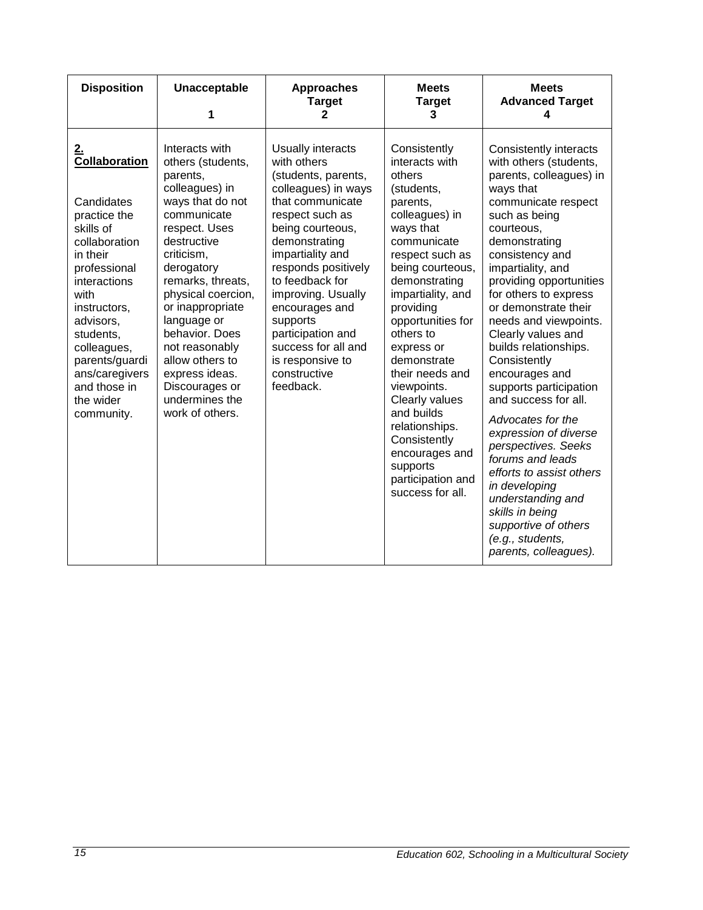| Disposition | Unacceptable 1 | Approaches Target 2 | Meets Target 3 | Meets Advanced Target 4 |
|---|---|---|---|---|
| **2. Collaboration** Candidates practice the skills of collaboration in their professional interactions with instructors, advisors, students, colleagues, parents/guardians/caregivers and those in the wider community. | Interacts with others (students, parents, colleagues) in ways that do not communicate respect. Uses destructive criticism, derogatory remarks, threats, physical coercion, or inappropriate language or behavior. Does not reasonably allow others to express ideas. Discourages or undermines the work of others. | Usually interacts with others (students, parents, colleagues) in ways that communicate respect such as being courteous, demonstrating impartiality and responds positively to feedback for improving. Usually encourages and supports participation and success for all and is responsive to constructive feedback. | Consistently interacts with others (students, parents, colleagues) in ways that communicate respect such as being courteous, demonstrating impartiality, and providing opportunities for others to express or demonstrate their needs and viewpoints. Clearly values and builds relationships. Consistently encourages and supports participation and success for all. | Consistently interacts with others (students, parents, colleagues) in ways that communicate respect such as being courteous, demonstrating consistency and impartiality, and providing opportunities for others to express or demonstrate their needs and viewpoints. Clearly values and builds relationships. Consistently encourages and supports participation and success for all. *Advocates for the expression of diverse perspectives. Seeks forums and leads efforts to assist others in developing understanding and skills in being supportive of others (e.g., students, parents, colleagues).* |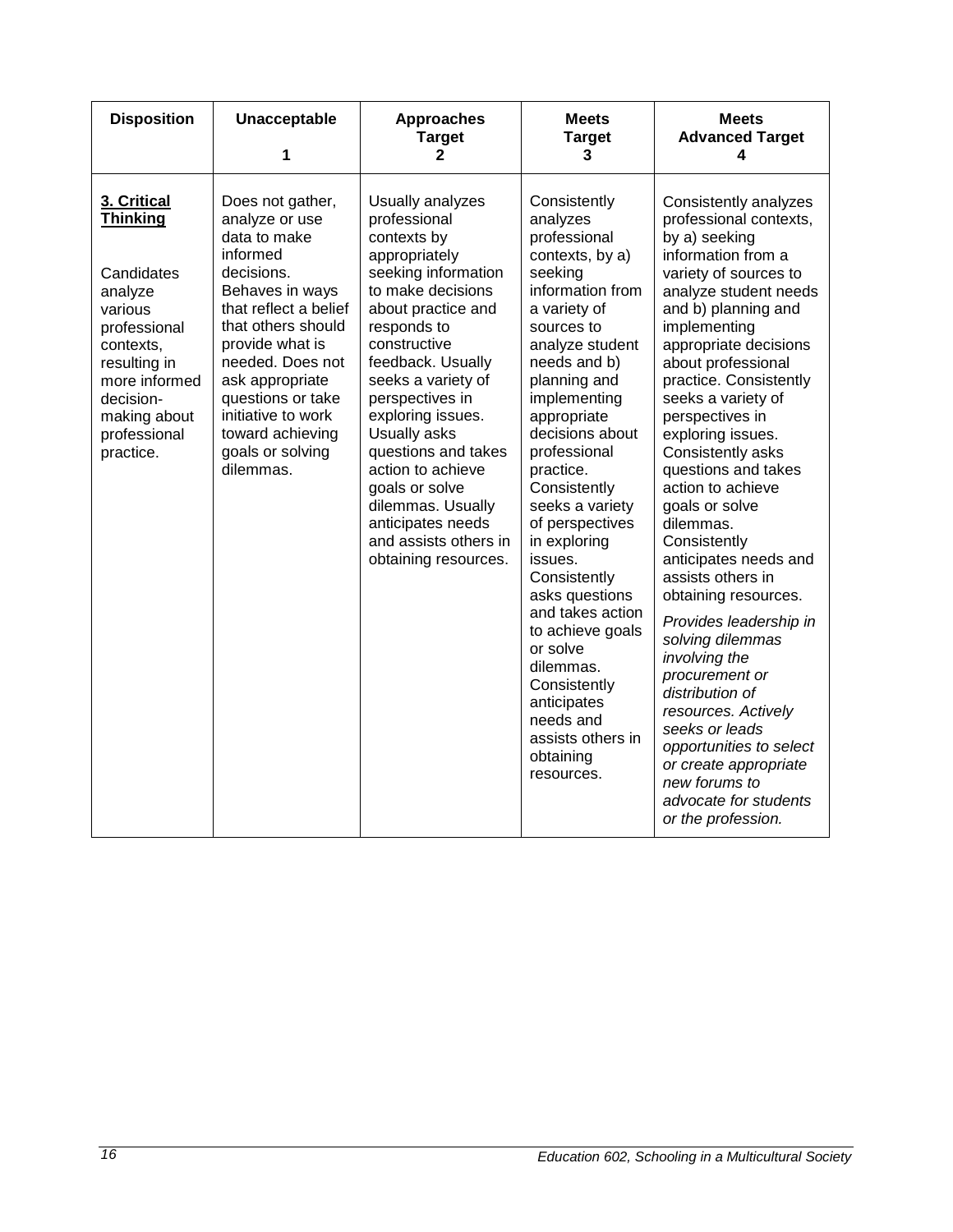| Disposition | Unacceptable 1 | Approaches Target 2 | Meets Target 3 | Meets Advanced Target 4 |
|---|---|---|---|---|
| **3. Critical Thinking** Candidates analyze various professional contexts, resulting in more informed decision-making about professional practice. | Does not gather, analyze or use data to make informed decisions. Behaves in ways that reflect a belief that others should provide what is needed. Does not ask appropriate questions or take initiative to work toward achieving goals or solving dilemmas. | Usually analyzes professional contexts by appropriately seeking information to make decisions about practice and responds to constructive feedback. Usually seeks a variety of perspectives in exploring issues. Usually asks questions and takes action to achieve goals or solve dilemmas. Usually anticipates needs and assists others in obtaining resources. | Consistently analyzes professional contexts, by a) seeking information from a variety of sources to analyze student needs and b) planning and implementing appropriate decisions about professional practice. Consistently seeks a variety of perspectives in exploring issues. Consistently asks questions and takes action to achieve goals or solve dilemmas. Consistently anticipates needs and assists others in obtaining resources. | Consistently analyzes professional contexts, by a) seeking information from a variety of sources to analyze student needs and b) planning and implementing appropriate decisions about professional practice. Consistently seeks a variety of perspectives in exploring issues. Consistently asks questions and takes action to achieve goals or solve dilemmas. Consistently anticipates needs and assists others in obtaining resources. *Provides leadership in solving dilemmas involving the procurement or distribution of resources. Actively seeks or leads opportunities to select or create appropriate new forums to advocate for students or the profession.* |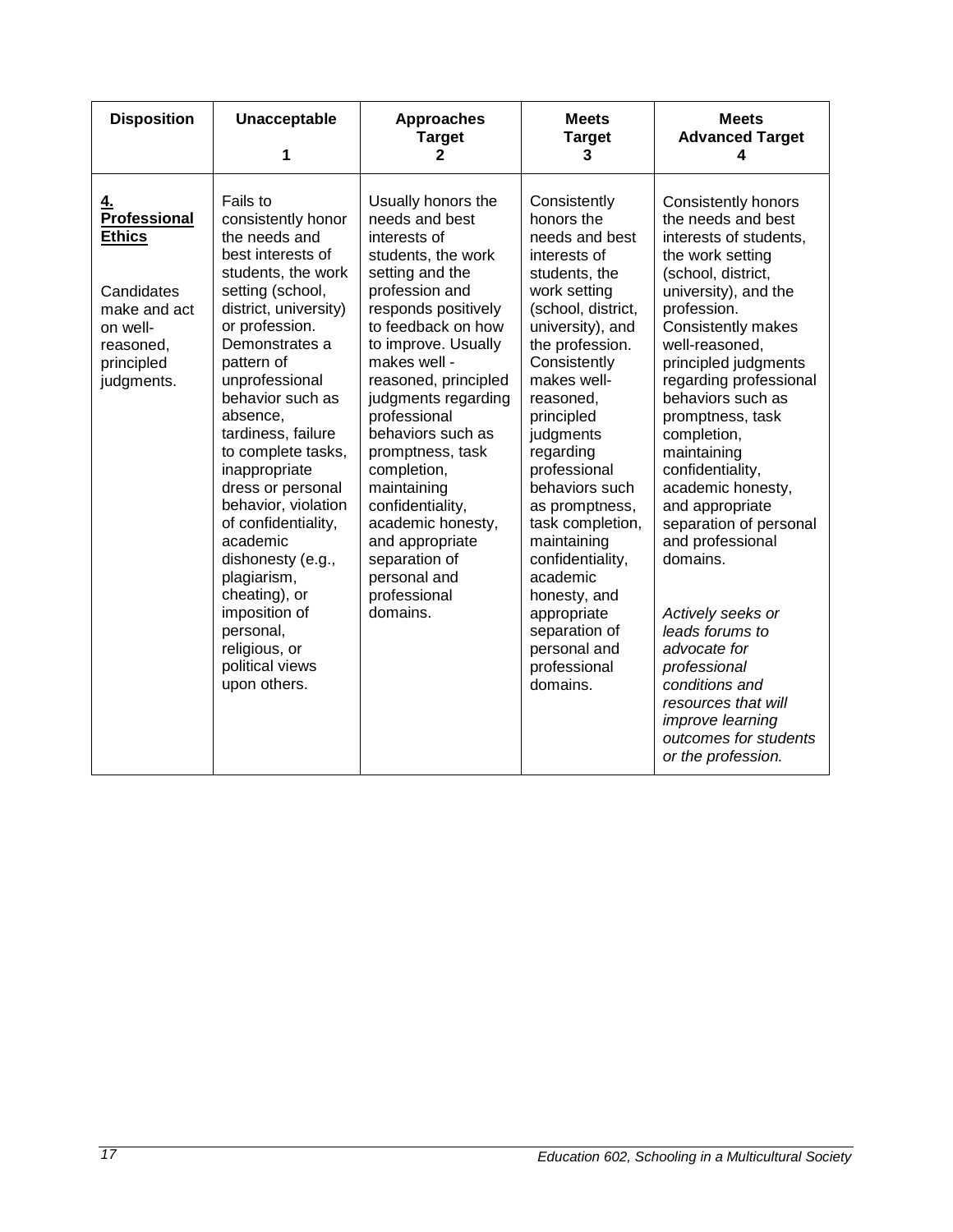| Disposition | Unacceptable<br>1 | Approaches Target<br>2 | Meets Target<br>3 | Meets Advanced Target<br>4 |
|---|---|---|---|---|
| **4. Professional Ethics**<br><br>Candidates make and act on well-reasoned, principled judgments. | Fails to consistently honor the needs and best interests of students, the work setting (school, district, university) or profession. Demonstrates a pattern of unprofessional behavior such as absence, tardiness, failure to complete tasks, inappropriate dress or personal behavior, violation of confidentiality, academic dishonesty (e.g., plagiarism, cheating), or imposition of personal, religious, or political views upon others. | Usually honors the needs and best interests of students, the work setting and the profession and responds positively to feedback on how to improve. Usually makes well - reasoned, principled judgments regarding professional behaviors such as promptness, task completion, maintaining confidentiality, academic honesty, and appropriate separation of personal and professional domains. | Consistently honors the needs and best interests of students, the work setting (school, district, university), and the profession. Consistently makes well-reasoned, principled judgments regarding professional behaviors such as promptness, task completion, maintaining confidentiality, academic honesty, and appropriate separation of personal and professional domains. | Consistently honors the needs and best interests of students, the work setting (school, district, university), and the profession. Consistently makes well-reasoned, principled judgments regarding professional behaviors such as promptness, task completion, maintaining confidentiality, academic honesty, and appropriate separation of personal and professional domains.<br><br>*Actively seeks or leads forums to advocate for professional conditions and resources that will improve learning outcomes for students or the profession.* |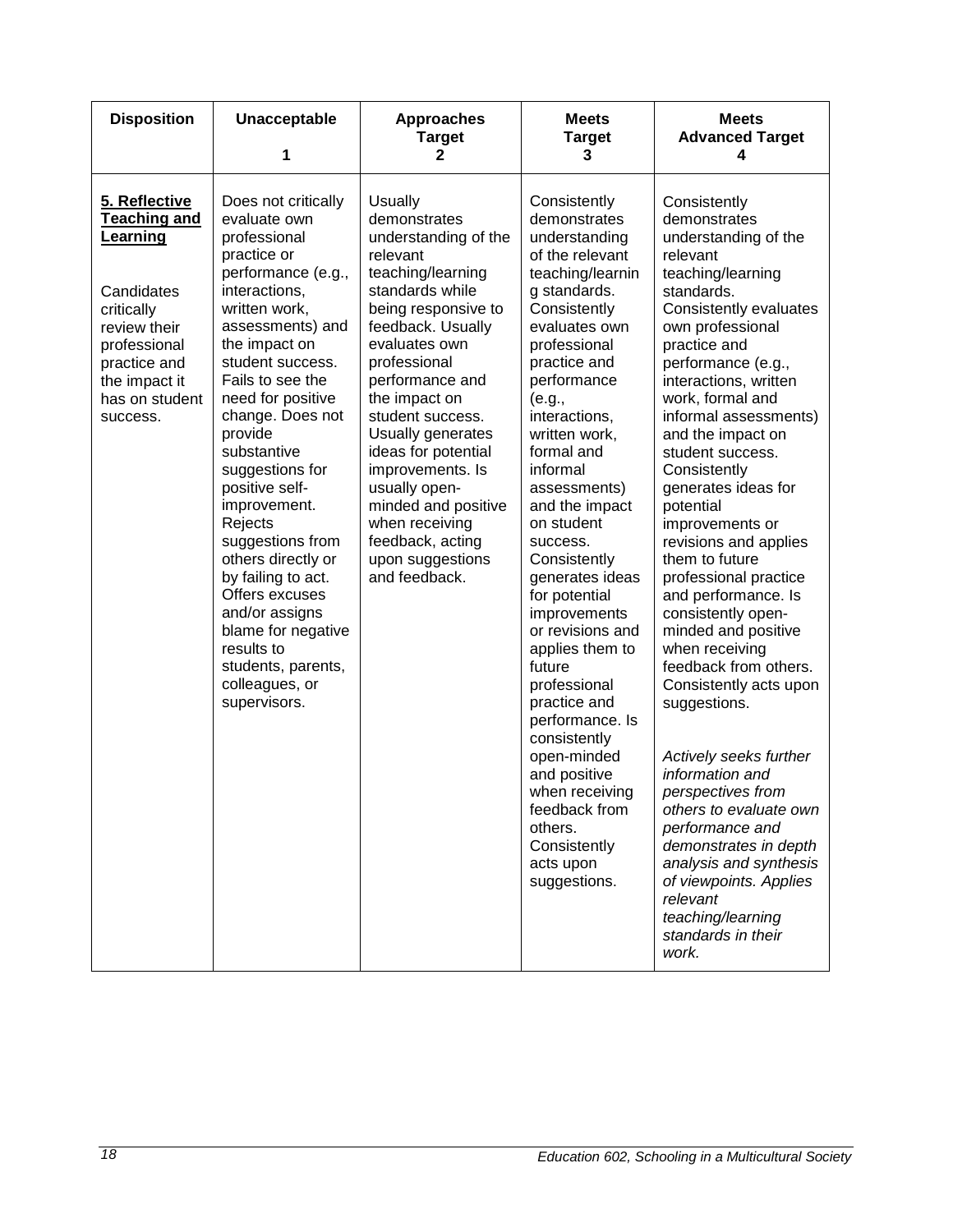| Disposition | Unacceptable 1 | Approaches Target 2 | Meets Target 3 | Meets Advanced Target 4 |
|---|---|---|---|---|
| **5. Reflective Teaching and Learning**<br><br>Candidates critically review their professional practice and the impact it has on student success. | Does not critically evaluate own professional practice or performance (e.g., interactions, written work, assessments) and the impact on student success. Fails to see the need for positive change. Does not provide substantive suggestions for positive self-improvement. Rejects suggestions from others directly or by failing to act. Offers excuses and/or assigns blame for negative results to students, parents, colleagues, or supervisors. | Usually demonstrates understanding of the relevant teaching/learning standards while being responsive to feedback. Usually evaluates own professional performance and the impact on student success. Usually generates ideas for potential improvements. Is usually open-minded and positive when receiving feedback, acting upon suggestions and feedback. | Consistently demonstrates understanding of the relevant teaching/learning standards. Consistently evaluates own professional practice and performance (e.g., interactions, written work, formal and informal assessments) and the impact on student success. Consistently generates ideas for potential improvements or revisions and applies them to future professional practice and performance. Is consistently open-minded and positive when receiving feedback from others. Consistently acts upon suggestions. | Consistently demonstrates understanding of the relevant teaching/learning standards. Consistently evaluates own professional practice and performance (e.g., interactions, written work, formal and informal assessments) and the impact on student success. Consistently generates ideas for potential improvements or revisions and applies them to future professional practice and performance. Is consistently open-minded and positive when receiving feedback from others. Consistently acts upon suggestions.<br><br>*Actively seeks further information and perspectives from others to evaluate own performance and demonstrates in depth analysis and synthesis of viewpoints. Applies relevant teaching/learning standards in their work.* |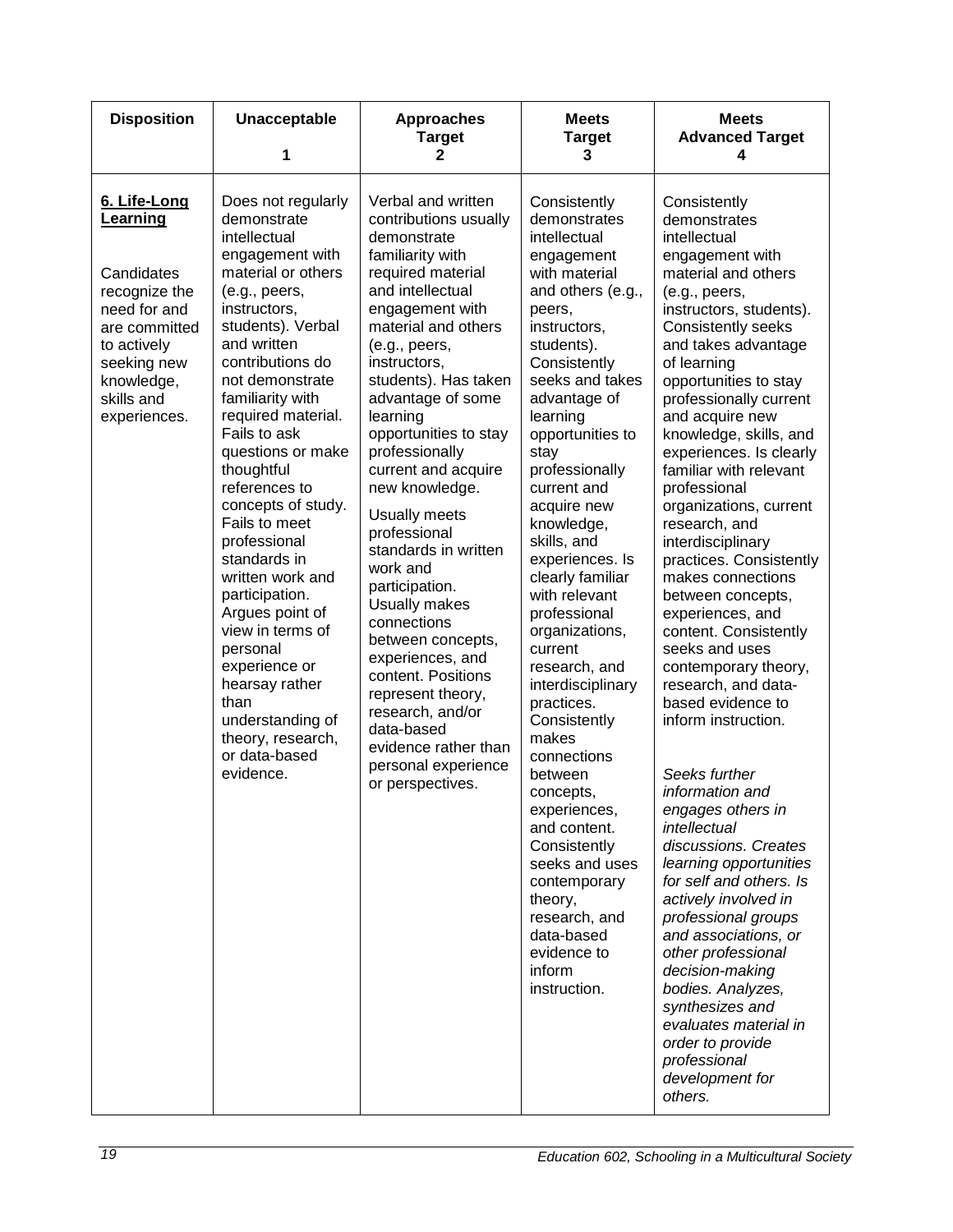| Disposition | Unacceptable 1 | Approaches Target 2 | Meets Target 3 | Meets Advanced Target 4 |
|---|---|---|---|---|
| **<u>6. Life-Long Learning</u>**<br><br>Candidates recognize the need for and are committed to actively seeking new knowledge, skills and experiences. | Does not regularly demonstrate intellectual engagement with material or others (e.g., peers, instructors, students). Verbal and written contributions do not demonstrate familiarity with required material. Fails to ask questions or make thoughtful references to concepts of study. Fails to meet professional standards in written work and participation. Argues point of view in terms of personal experience or hearsay rather than understanding of theory, research, or data-based evidence. | Verbal and written contributions usually demonstrate familiarity with required material and intellectual engagement with material and others (e.g., peers, instructors, students). Has taken advantage of some learning opportunities to stay professionally current and acquire new knowledge.<br><br>Usually meets professional standards in written work and participation. Usually makes connections between concepts, experiences, and content. Positions represent theory, research, and/or data-based evidence rather than personal experience or perspectives. | Consistently demonstrates intellectual engagement with material and others (e.g., peers, instructors, students). Consistently seeks and takes advantage of learning opportunities to stay professionally current and acquire new knowledge, skills, and experiences. Is clearly familiar with relevant professional organizations, current research, and interdisciplinary practices. Consistently makes connections between concepts, experiences, and content. Consistently seeks and uses contemporary theory, research, and data-based evidence to inform instruction. | Consistently demonstrates intellectual engagement with material and others (e.g., peers, instructors, students). Consistently seeks and takes advantage of learning opportunities to stay professionally current and acquire new knowledge, skills, and experiences. Is clearly familiar with relevant professional organizations, current research, and interdisciplinary practices. Consistently makes connections between concepts, experiences, and content. Consistently seeks and uses contemporary theory, research, and data-based evidence to inform instruction.<br><br>*Seeks further information and engages others in intellectual discussions. Creates learning opportunities for self and others. Is actively involved in professional groups and associations, or other professional decision-making bodies. Analyzes, synthesizes and evaluates material in order to provide professional development for others.* |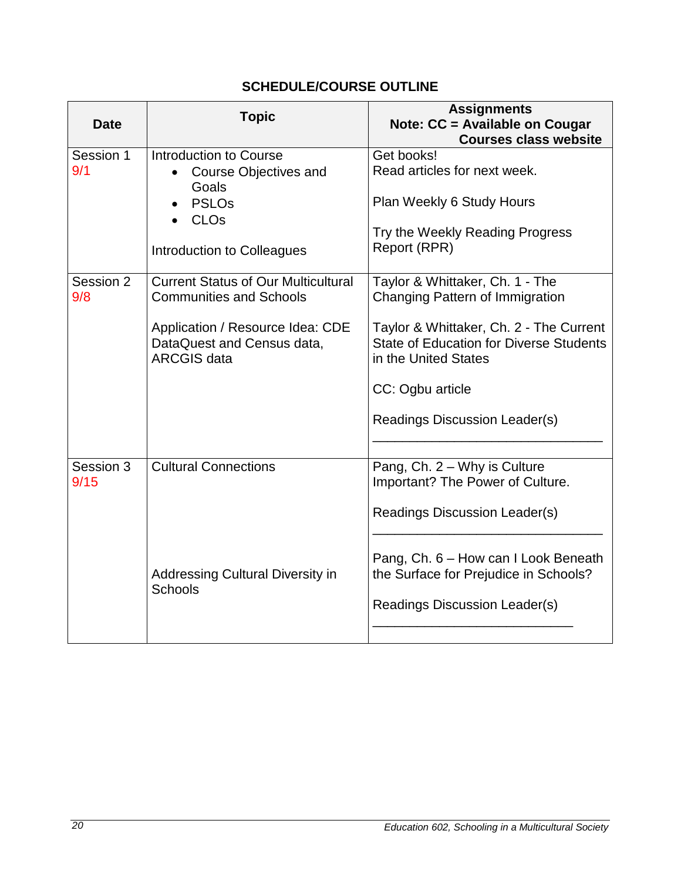## SCHEDULE/COURSE OUTLINE

| Date | Topic | Assignments<br>Note: CC = Available on Cougar Courses class website |
|---|---|---|
| Session 1<br>9/1 | Introduction to Course<br>• Course Objectives and Goals<br>• PSLOs<br>• CLOs<br><br>Introduction to Colleagues | Get books!<br>Read articles for next week.<br><br>Plan Weekly 6 Study Hours<br><br>Try the Weekly Reading Progress Report (RPR) |
| Session 2<br>9/8 | Current Status of Our Multicultural Communities and Schools<br><br>Application / Resource Idea: CDE DataQuest and Census data, ARCGIS data | Taylor & Whittaker, Ch. 1 - The Changing Pattern of Immigration<br><br>Taylor & Whittaker, Ch. 2 - The Current State of Education for Diverse Students in the United States<br><br>CC: Ogbu article<br><br>Readings Discussion Leader(s)<br><br>_______________________________ |
| Session 3<br>9/15 | Cultural Connections<br><br><br><br><br>Addressing Cultural Diversity in Schools | Pang, Ch. 2 – Why is Culture Important? The Power of Culture.<br><br>Readings Discussion Leader(s)<br><br>_______________________________<br><br>Pang, Ch. 6 – How can I Look Beneath the Surface for Prejudice in Schools?<br><br>Readings Discussion Leader(s)<br><br>___________________________ |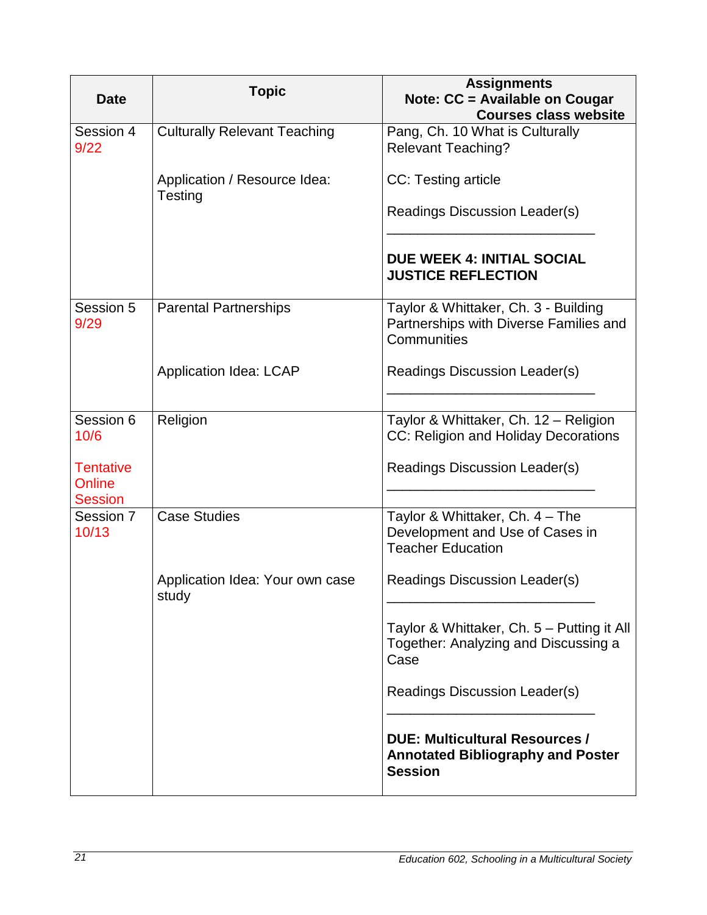| Date | Topic | Assignments<br>Note: CC = Available on Cougar Courses class website |
|---|---|---|
| Session 4<br>9/22 | Culturally Relevant Teaching<br><br>Application / Resource Idea: Testing | Pang, Ch. 10 What is Culturally Relevant Teaching?<br><br>CC: Testing article<br><br>Readings Discussion Leader(s)<br>___________________________<br><br>**DUE WEEK 4: INITIAL SOCIAL JUSTICE REFLECTION** |
| Session 5<br>9/29 | Parental Partnerships<br><br>Application Idea: LCAP | Taylor & Whittaker, Ch. 3 - Building Partnerships with Diverse Families and Communities<br><br>Readings Discussion Leader(s)<br>___________________________ |
| Session 6<br>10/6<br><br>Tentative Online Session | Religion | Taylor & Whittaker, Ch. 12 – Religion<br>CC: Religion and Holiday Decorations<br><br>Readings Discussion Leader(s)<br>___________________________ |
| Session 7<br>10/13 | Case Studies<br><br>Application Idea: Your own case study | Taylor & Whittaker, Ch. 4 – The Development and Use of Cases in Teacher Education<br><br>Readings Discussion Leader(s)<br>___________________________<br><br>Taylor & Whittaker, Ch. 5 – Putting it All Together: Analyzing and Discussing a Case<br><br>Readings Discussion Leader(s)<br>___________________________<br><br>**DUE: Multicultural Resources / Annotated Bibliography and Poster Session** |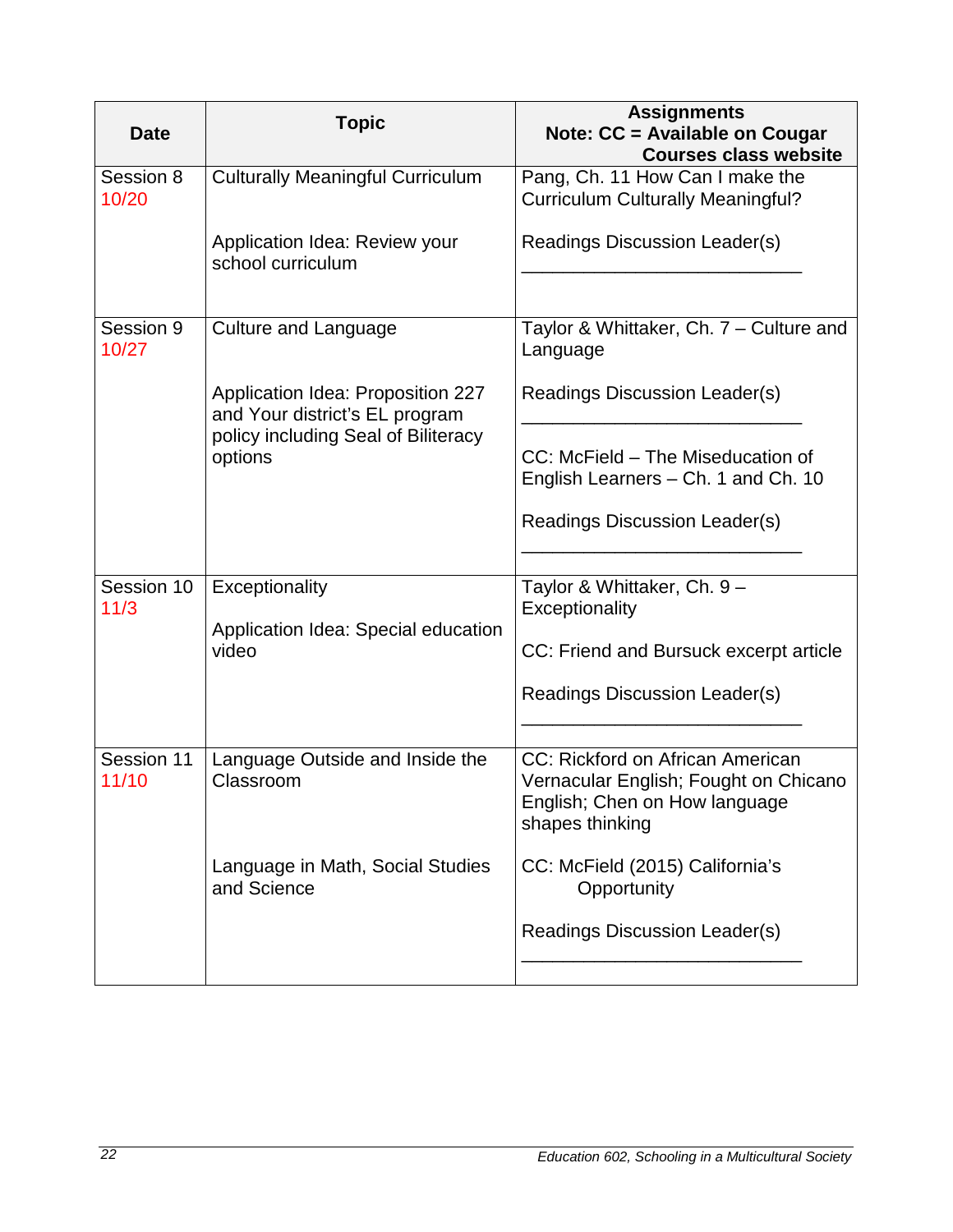| Date | Topic | Assignments<br>Note: CC = Available on Cougar Courses class website |
|---|---|---|
| Session 8<br>10/20 | Culturally Meaningful Curriculum<br><br>Application Idea: Review your school curriculum | Pang, Ch. 11 How Can I make the Curriculum Culturally Meaningful?<br><br>Readings Discussion Leader(s)<br>___________________________ |
| Session 9<br>10/27 | Culture and Language<br><br>Application Idea: Proposition 227 and Your district's EL program policy including Seal of Biliteracy options | Taylor & Whittaker, Ch. 7 – Culture and Language<br><br>Readings Discussion Leader(s)<br>___________________________<br><br>CC: McField – The Miseducation of English Learners – Ch. 1 and Ch. 10<br><br>Readings Discussion Leader(s)<br>___________________________ |
| Session 10<br>11/3 | Exceptionality<br><br>Application Idea: Special education video | Taylor & Whittaker, Ch. 9 – Exceptionality<br><br>CC: Friend and Bursuck excerpt article<br><br>Readings Discussion Leader(s)<br>___________________________ |
| Session 11<br>11/10 | Language Outside and Inside the Classroom<br><br>Language in Math, Social Studies and Science | CC: Rickford on African American Vernacular English; Fought on Chicano English; Chen on How language shapes thinking<br><br>CC: McField (2015) California's Opportunity<br><br>Readings Discussion Leader(s)<br>___________________________ |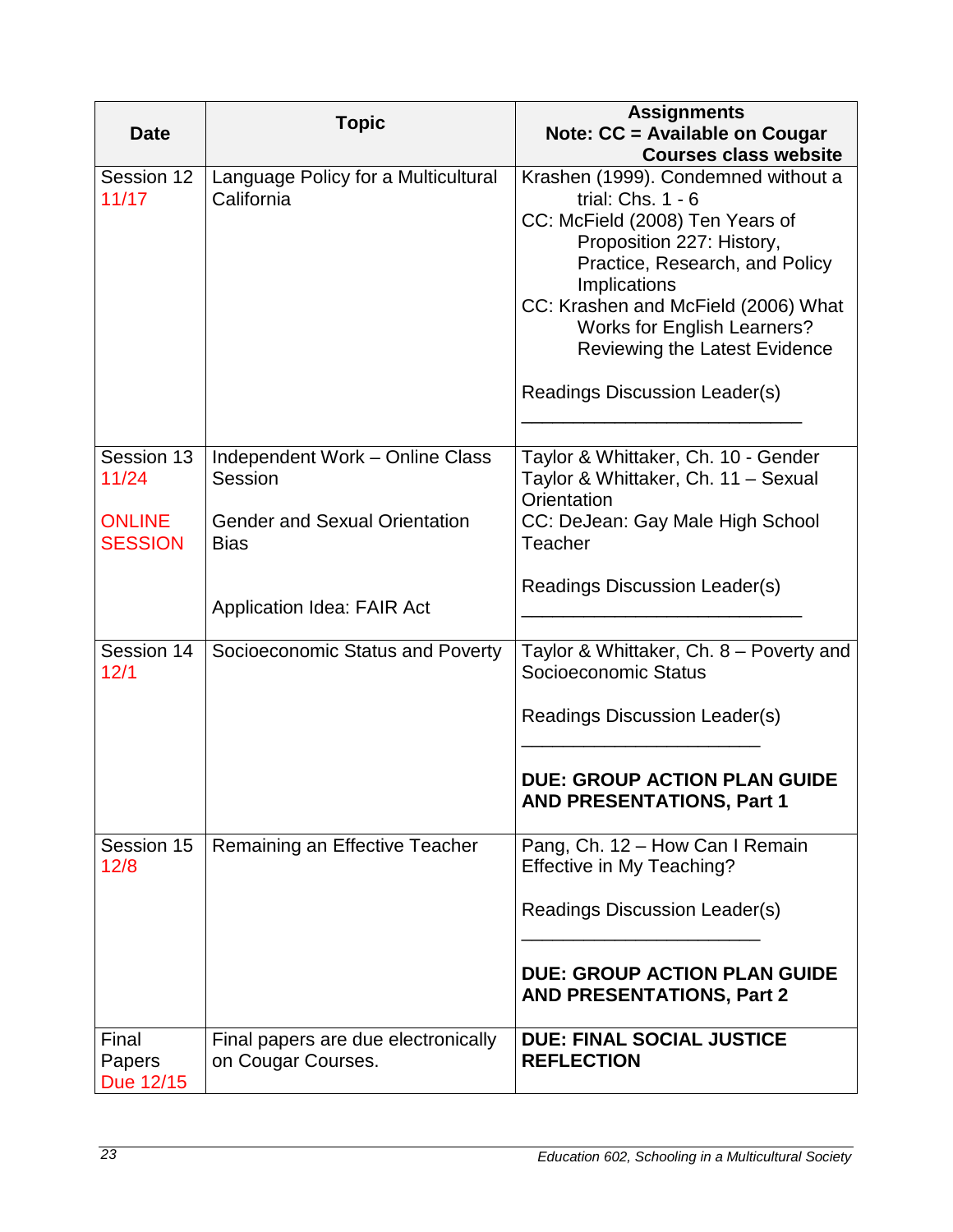| Date | Topic | Assignments<br>Note: CC = Available on Cougar Courses class website |
|---|---|---|
| Session 12<br>11/17 | Language Policy for a Multicultural California | Krashen (1999). Condemned without a trial: Chs. 1 - 6<br>CC: McField (2008) Ten Years of Proposition 227: History, Practice, Research, and Policy Implications<br>CC: Krashen and McField (2006) What Works for English Learners? Reviewing the Latest Evidence<br><br>Readings Discussion Leader(s)<br>___________________________ |
| Session 13<br>11/24<br><br>ONLINE SESSION | Independent Work – Online Class Session<br><br>Gender and Sexual Orientation Bias<br><br>Application Idea: FAIR Act | Taylor & Whittaker, Ch. 10 - Gender<br>Taylor & Whittaker, Ch. 11 – Sexual Orientation<br>CC: DeJean: Gay Male High School Teacher<br><br>Readings Discussion Leader(s)<br>___________________________ |
| Session 14<br>12/1 | Socioeconomic Status and Poverty | Taylor & Whittaker, Ch. 8 – Poverty and Socioeconomic Status<br><br>Readings Discussion Leader(s)<br>_______________________<br><br>**DUE: GROUP ACTION PLAN GUIDE AND PRESENTATIONS, Part 1** |
| Session 15<br>12/8 | Remaining an Effective Teacher | Pang, Ch. 12 – How Can I Remain Effective in My Teaching?<br><br>Readings Discussion Leader(s)<br>_______________________<br><br>**DUE: GROUP ACTION PLAN GUIDE AND PRESENTATIONS, Part 2** |
| Final Papers<br>Due 12/15 | Final papers are due electronically on Cougar Courses. | **DUE: FINAL SOCIAL JUSTICE REFLECTION** |